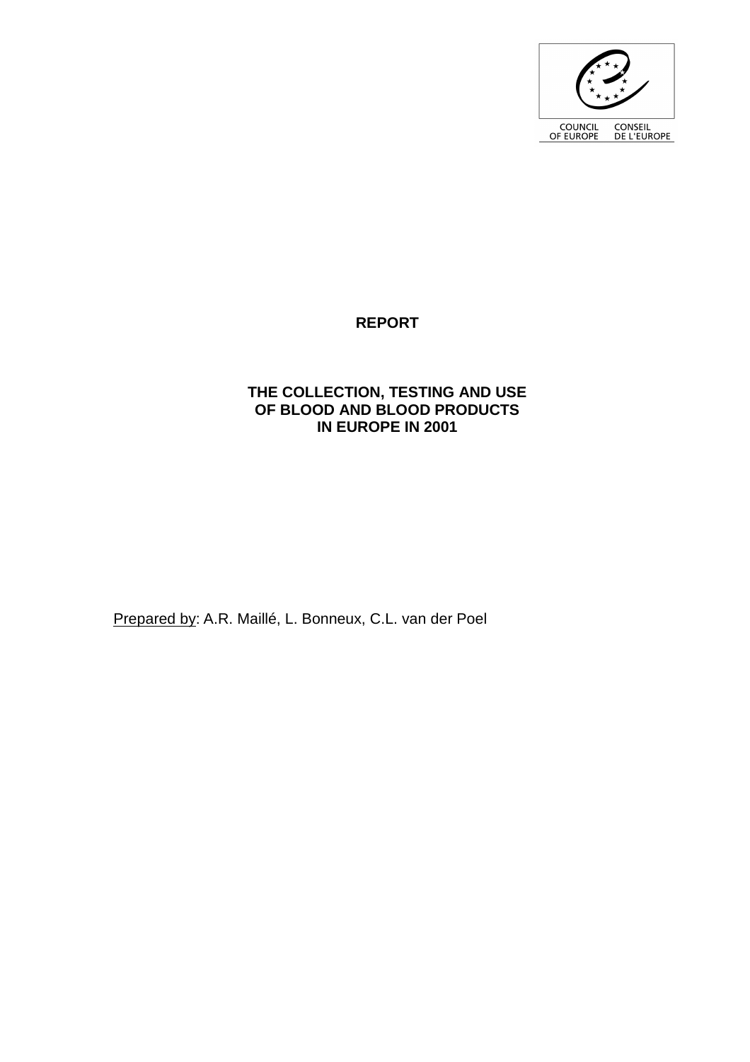COUNCIL OF EUROPE CONSEIL DE L'EUROPE

# REPORT

## THE COLLECTION, TESTING AND USE OF BLOOD AND BLOOD PRODUCTS IN EUROPE IN 2001

Prepared by: A.R. Maillé, L. Bonneux, C.L. van der Poel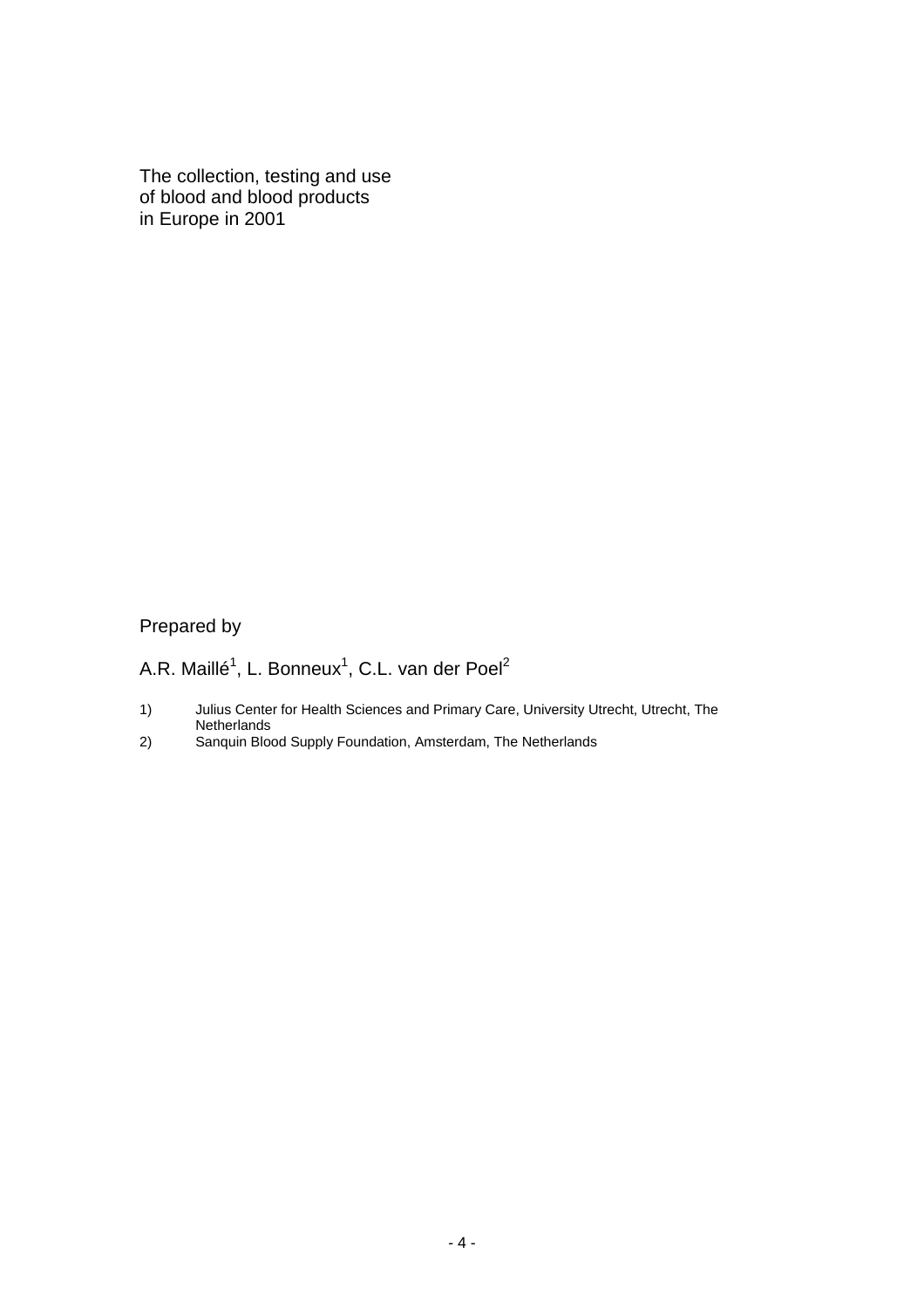The collection, testing and use of blood and blood products in Europe in 2001

Prepared by

A.R. Maillé[1], L. Bonneux[1], C.L. van der Poel[2]

1) Julius Center for Health Sciences and Primary Care, University Utrecht, Utrecht, The Netherlands
2) Sanquin Blood Supply Foundation, Amsterdam, The Netherlands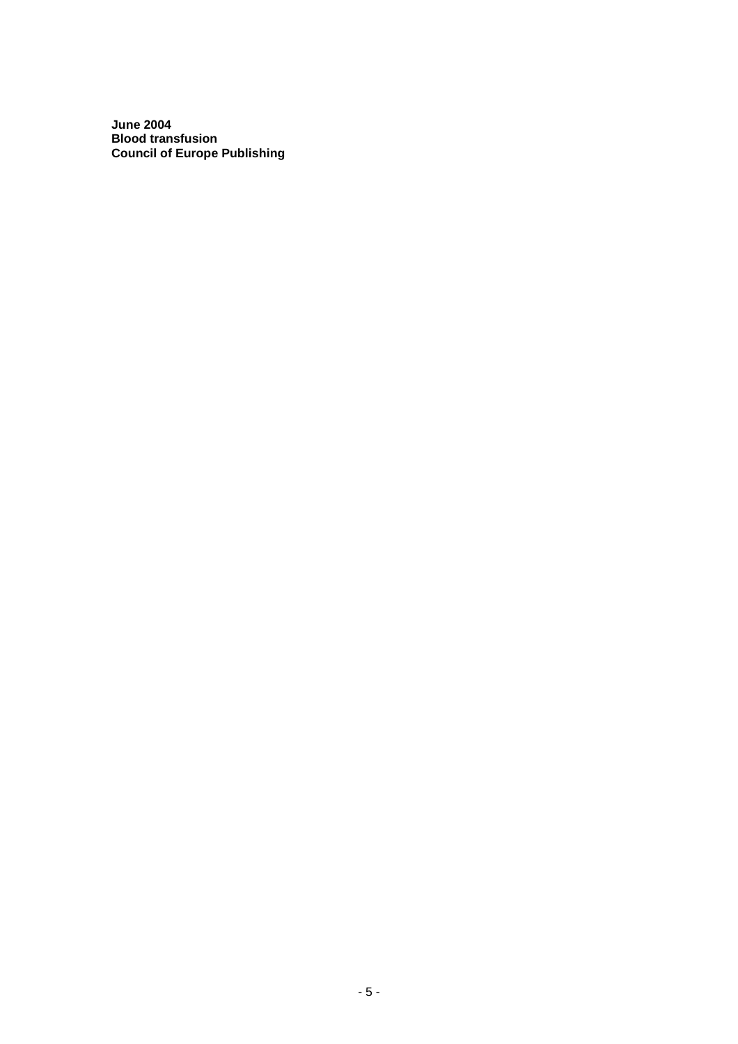**June 2004**
**Blood transfusion**
**Council of Europe Publishing**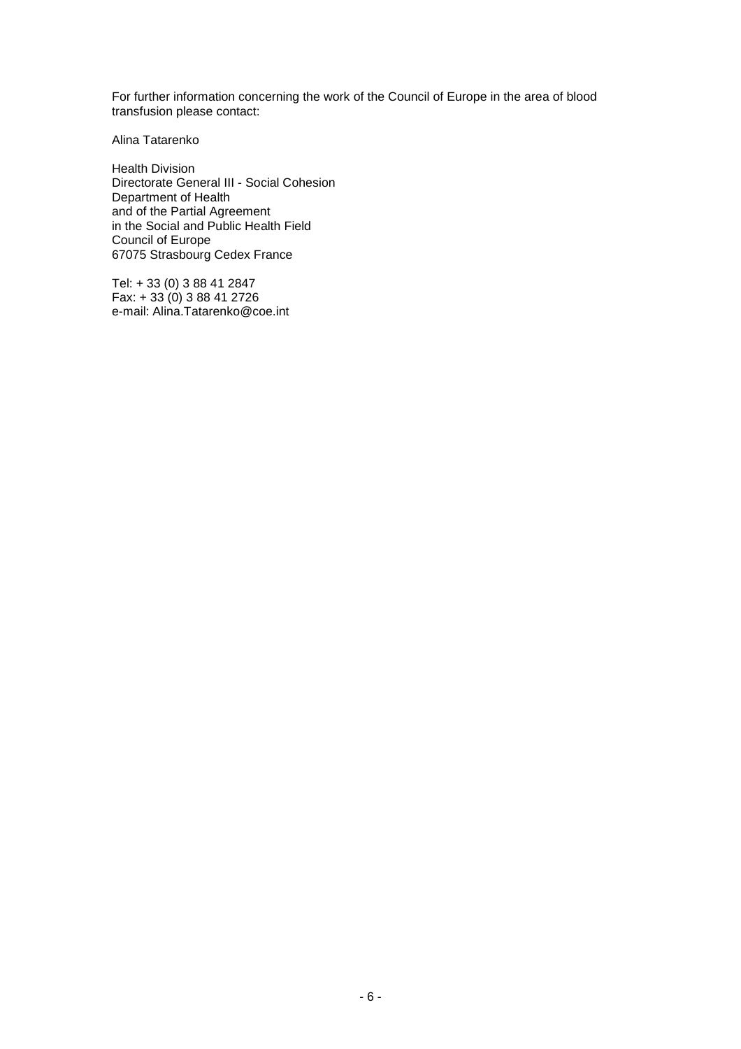For further information concerning the work of the Council of Europe in the area of blood transfusion please contact:

Alina Tatarenko

Health Division
Directorate General III - Social Cohesion
Department of Health
and of the Partial Agreement
in the Social and Public Health Field
Council of Europe
67075 Strasbourg Cedex France

Tel: + 33 (0) 3 88 41 2847
Fax: + 33 (0) 3 88 41 2726
e-mail: Alina.Tatarenko@coe.int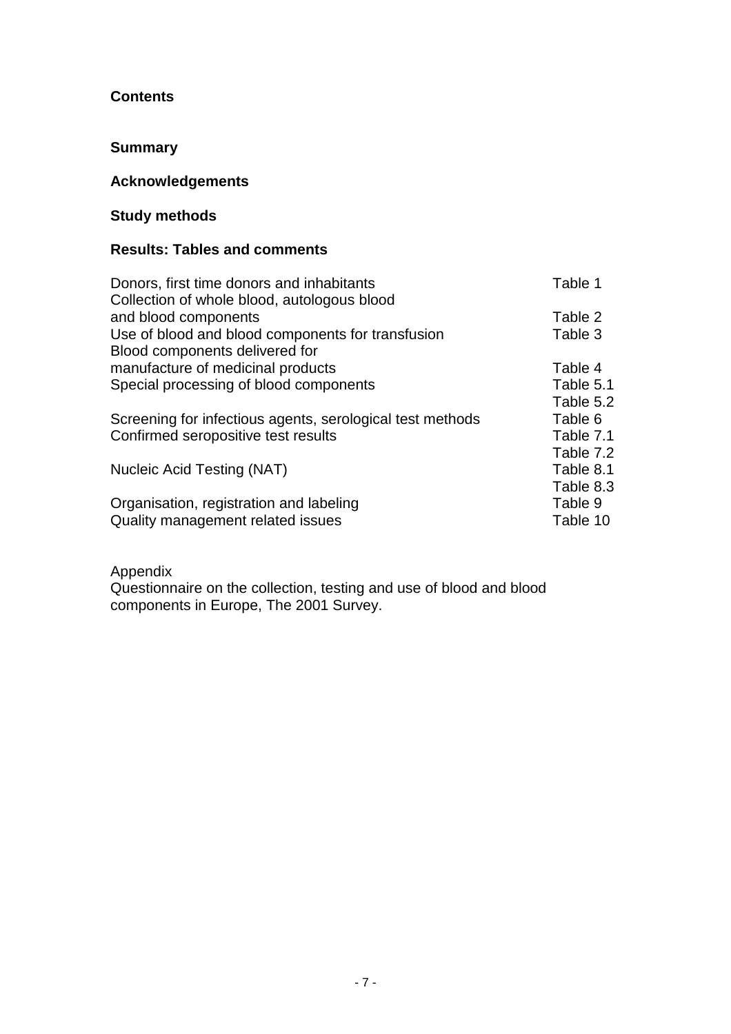**Contents**

**Summary**

**Acknowledgements**

**Study methods**

**Results: Tables and comments**

| | |
|---|---|
| Donors, first time donors and inhabitants | Table 1 |
| Collection of whole blood, autologous blood and blood components | Table 2 |
| Use of blood and blood components for transfusion | Table 3 |
| Blood components delivered for manufacture of medicinal products | Table 4 |
| Special processing of blood components | Table 5.1 |
| | Table 5.2 |
| Screening for infectious agents, serological test methods | Table 6 |
| Confirmed seropositive test results | Table 7.1 |
| | Table 7.2 |
| Nucleic Acid Testing (NAT) | Table 8.1 |
| | Table 8.3 |
| Organisation, registration and labeling | Table 9 |
| Quality management related issues | Table 10 |

Appendix
Questionnaire on the collection, testing and use of blood and blood components in Europe, The 2001 Survey.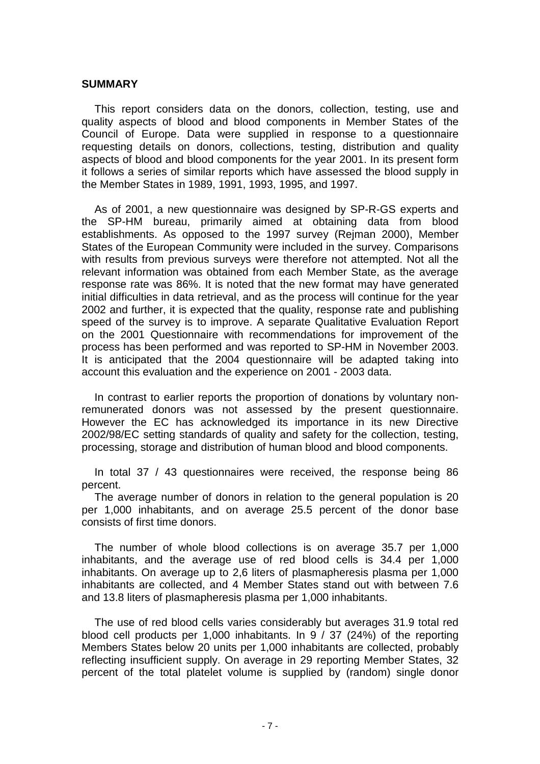## SUMMARY

This report considers data on the donors, collection, testing, use and quality aspects of blood and blood components in Member States of the Council of Europe. Data were supplied in response to a questionnaire requesting details on donors, collections, testing, distribution and quality aspects of blood and blood components for the year 2001. In its present form it follows a series of similar reports which have assessed the blood supply in the Member States in 1989, 1991, 1993, 1995, and 1997.

As of 2001, a new questionnaire was designed by SP-R-GS experts and the SP-HM bureau, primarily aimed at obtaining data from blood establishments. As opposed to the 1997 survey (Rejman 2000), Member States of the European Community were included in the survey. Comparisons with results from previous surveys were therefore not attempted. Not all the relevant information was obtained from each Member State, as the average response rate was 86%. It is noted that the new format may have generated initial difficulties in data retrieval, and as the process will continue for the year 2002 and further, it is expected that the quality, response rate and publishing speed of the survey is to improve. A separate Qualitative Evaluation Report on the 2001 Questionnaire with recommendations for improvement of the process has been performed and was reported to SP-HM in November 2003. It is anticipated that the 2004 questionnaire will be adapted taking into account this evaluation and the experience on 2001 - 2003 data.

In contrast to earlier reports the proportion of donations by voluntary non-remunerated donors was not assessed by the present questionnaire. However the EC has acknowledged its importance in its new Directive 2002/98/EC setting standards of quality and safety for the collection, testing, processing, storage and distribution of human blood and blood components.

In total 37 / 43 questionnaires were received, the response being 86 percent.

The average number of donors in relation to the general population is 20 per 1,000 inhabitants, and on average 25.5 percent of the donor base consists of first time donors.

The number of whole blood collections is on average 35.7 per 1,000 inhabitants, and the average use of red blood cells is 34.4 per 1,000 inhabitants. On average up to 2,6 liters of plasmapheresis plasma per 1,000 inhabitants are collected, and 4 Member States stand out with between 7.6 and 13.8 liters of plasmapheresis plasma per 1,000 inhabitants.

The use of red blood cells varies considerably but averages 31.9 total red blood cell products per 1,000 inhabitants. In 9 / 37 (24%) of the reporting Members States below 20 units per 1,000 inhabitants are collected, probably reflecting insufficient supply. On average in 29 reporting Member States, 32 percent of the total platelet volume is supplied by (random) single donor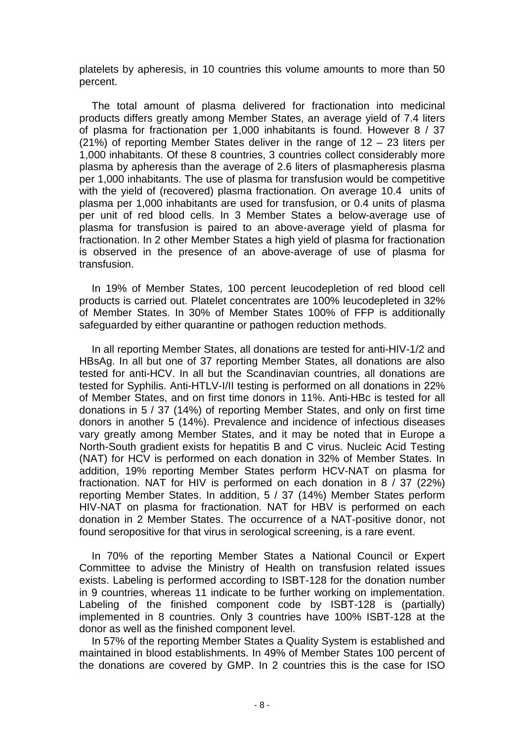platelets by apheresis, in 10 countries this volume amounts to more than 50 percent.

The total amount of plasma delivered for fractionation into medicinal products differs greatly among Member States, an average yield of 7.4 liters of plasma for fractionation per 1,000 inhabitants is found. However 8 / 37 (21%) of reporting Member States deliver in the range of 12 – 23 liters per 1,000 inhabitants. Of these 8 countries, 3 countries collect considerably more plasma by apheresis than the average of 2.6 liters of plasmapheresis plasma per 1,000 inhabitants. The use of plasma for transfusion would be competitive with the yield of (recovered) plasma fractionation. On average 10.4 units of plasma per 1,000 inhabitants are used for transfusion, or 0.4 units of plasma per unit of red blood cells. In 3 Member States a below-average use of plasma for transfusion is paired to an above-average yield of plasma for fractionation. In 2 other Member States a high yield of plasma for fractionation is observed in the presence of an above-average of use of plasma for transfusion.

In 19% of Member States, 100 percent leucodepletion of red blood cell products is carried out. Platelet concentrates are 100% leucodepleted in 32% of Member States. In 30% of Member States 100% of FFP is additionally safeguarded by either quarantine or pathogen reduction methods.

In all reporting Member States, all donations are tested for anti-HIV-1/2 and HBsAg. In all but one of 37 reporting Member States, all donations are also tested for anti-HCV. In all but the Scandinavian countries, all donations are tested for Syphilis. Anti-HTLV-I/II testing is performed on all donations in 22% of Member States, and on first time donors in 11%. Anti-HBc is tested for all donations in 5 / 37 (14%) of reporting Member States, and only on first time donors in another 5 (14%). Prevalence and incidence of infectious diseases vary greatly among Member States, and it may be noted that in Europe a North-South gradient exists for hepatitis B and C virus. Nucleic Acid Testing (NAT) for HCV is performed on each donation in 32% of Member States. In addition, 19% reporting Member States perform HCV-NAT on plasma for fractionation. NAT for HIV is performed on each donation in 8 / 37 (22%) reporting Member States. In addition, 5 / 37 (14%) Member States perform HIV-NAT on plasma for fractionation. NAT for HBV is performed on each donation in 2 Member States. The occurrence of a NAT-positive donor, not found seropositive for that virus in serological screening, is a rare event.

In 70% of the reporting Member States a National Council or Expert Committee to advise the Ministry of Health on transfusion related issues exists. Labeling is performed according to ISBT-128 for the donation number in 9 countries, whereas 11 indicate to be further working on implementation. Labeling of the finished component code by ISBT-128 is (partially) implemented in 8 countries. Only 3 countries have 100% ISBT-128 at the donor as well as the finished component level.

In 57% of the reporting Member States a Quality System is established and maintained in blood establishments. In 49% of Member States 100 percent of the donations are covered by GMP. In 2 countries this is the case for ISO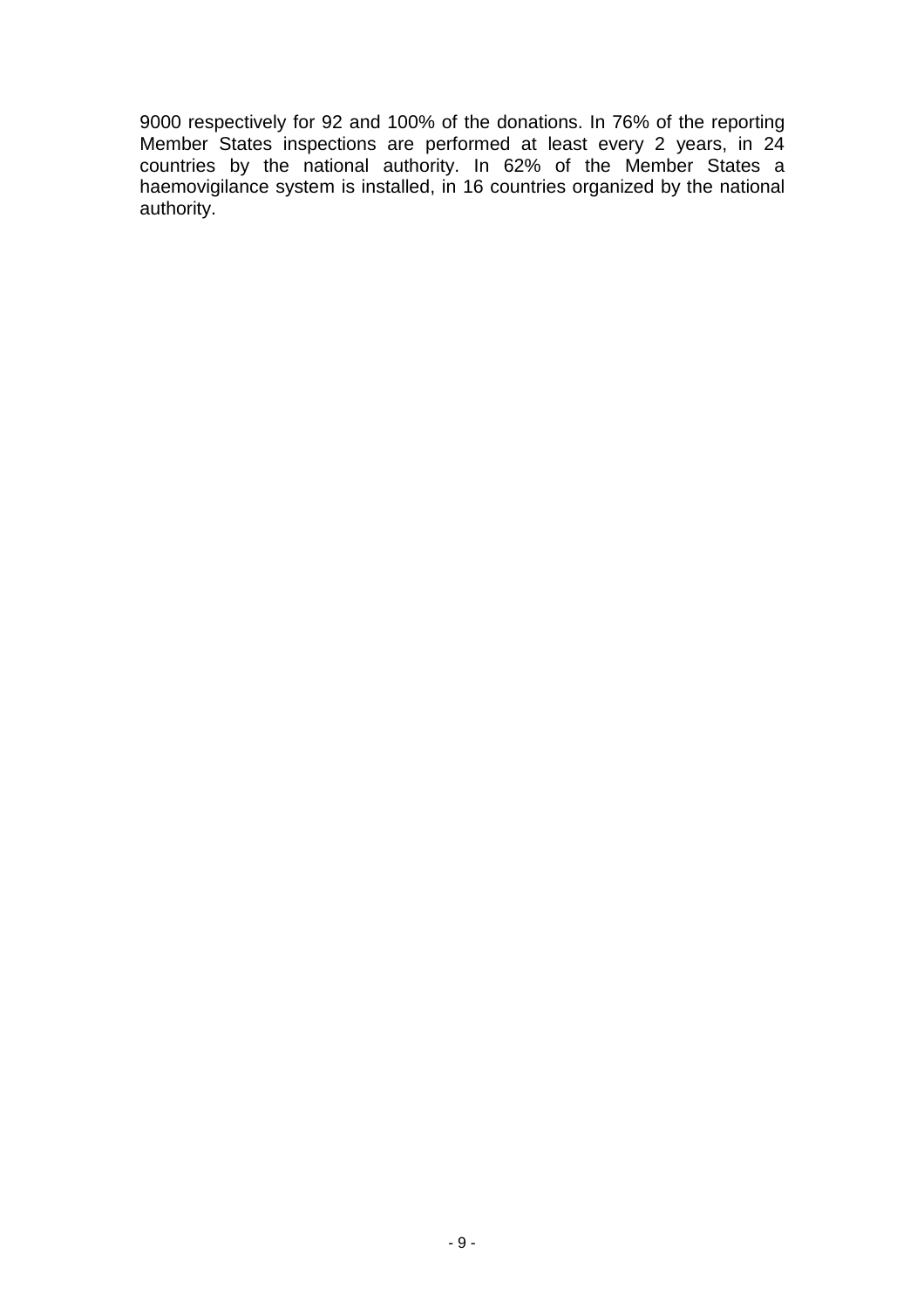9000 respectively for 92 and 100% of the donations. In 76% of the reporting Member States inspections are performed at least every 2 years, in 24 countries by the national authority. In 62% of the Member States a haemovigilance system is installed, in 16 countries organized by the national authority.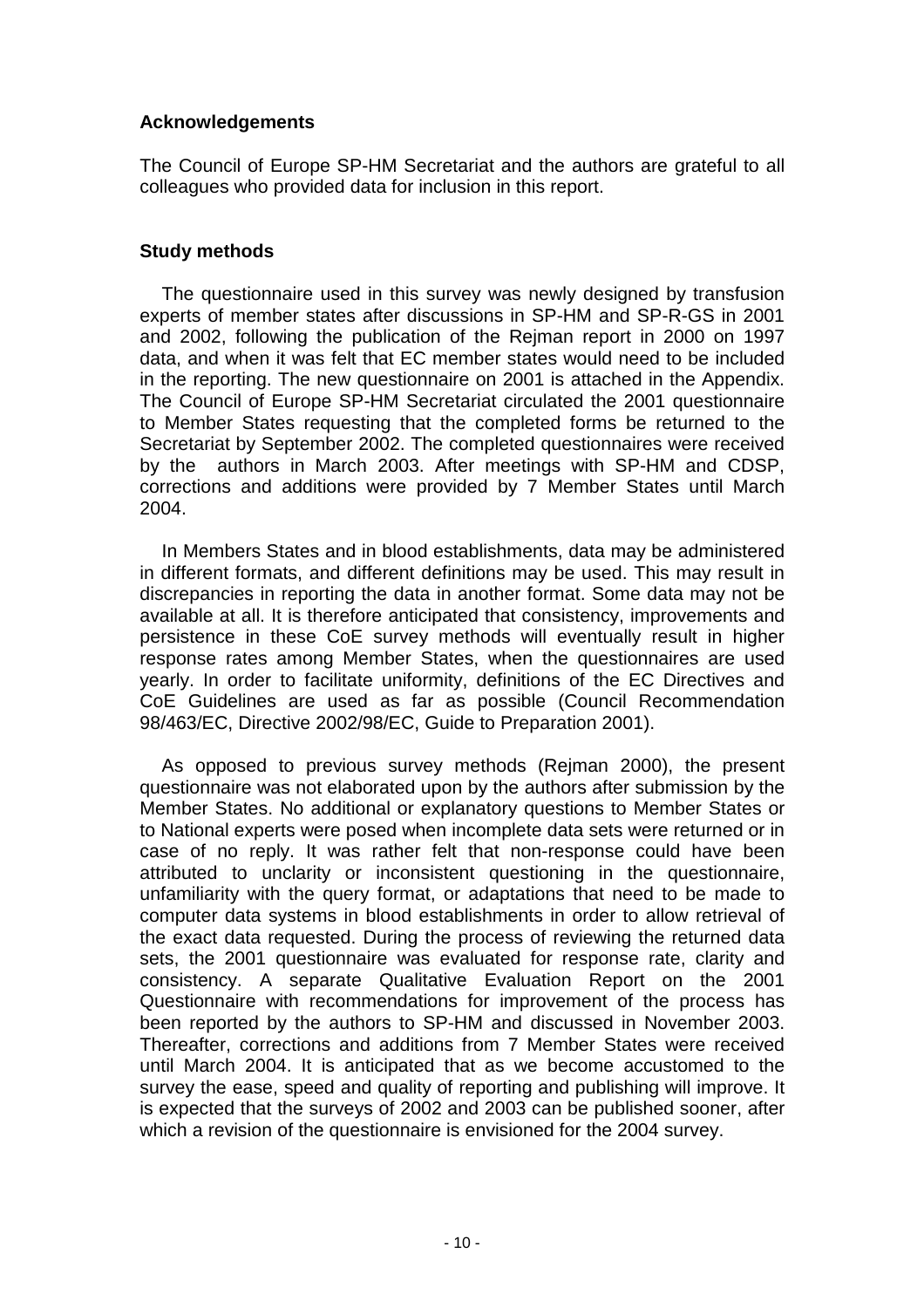## Acknowledgements

The Council of Europe SP-HM Secretariat and the authors are grateful to all colleagues who provided data for inclusion in this report.

## Study methods

The questionnaire used in this survey was newly designed by transfusion experts of member states after discussions in SP-HM and SP-R-GS in 2001 and 2002, following the publication of the Rejman report in 2000 on 1997 data, and when it was felt that EC member states would need to be included in the reporting. The new questionnaire on 2001 is attached in the Appendix. The Council of Europe SP-HM Secretariat circulated the 2001 questionnaire to Member States requesting that the completed forms be returned to the Secretariat by September 2002. The completed questionnaires were received by the authors in March 2003. After meetings with SP-HM and CDSP, corrections and additions were provided by 7 Member States until March 2004.

In Members States and in blood establishments, data may be administered in different formats, and different definitions may be used. This may result in discrepancies in reporting the data in another format. Some data may not be available at all. It is therefore anticipated that consistency, improvements and persistence in these CoE survey methods will eventually result in higher response rates among Member States, when the questionnaires are used yearly. In order to facilitate uniformity, definitions of the EC Directives and CoE Guidelines are used as far as possible (Council Recommendation 98/463/EC, Directive 2002/98/EC, Guide to Preparation 2001).

As opposed to previous survey methods (Rejman 2000), the present questionnaire was not elaborated upon by the authors after submission by the Member States. No additional or explanatory questions to Member States or to National experts were posed when incomplete data sets were returned or in case of no reply. It was rather felt that non-response could have been attributed to unclarity or inconsistent questioning in the questionnaire, unfamiliarity with the query format, or adaptations that need to be made to computer data systems in blood establishments in order to allow retrieval of the exact data requested. During the process of reviewing the returned data sets, the 2001 questionnaire was evaluated for response rate, clarity and consistency. A separate Qualitative Evaluation Report on the 2001 Questionnaire with recommendations for improvement of the process has been reported by the authors to SP-HM and discussed in November 2003. Thereafter, corrections and additions from 7 Member States were received until March 2004. It is anticipated that as we become accustomed to the survey the ease, speed and quality of reporting and publishing will improve. It is expected that the surveys of 2002 and 2003 can be published sooner, after which a revision of the questionnaire is envisioned for the 2004 survey.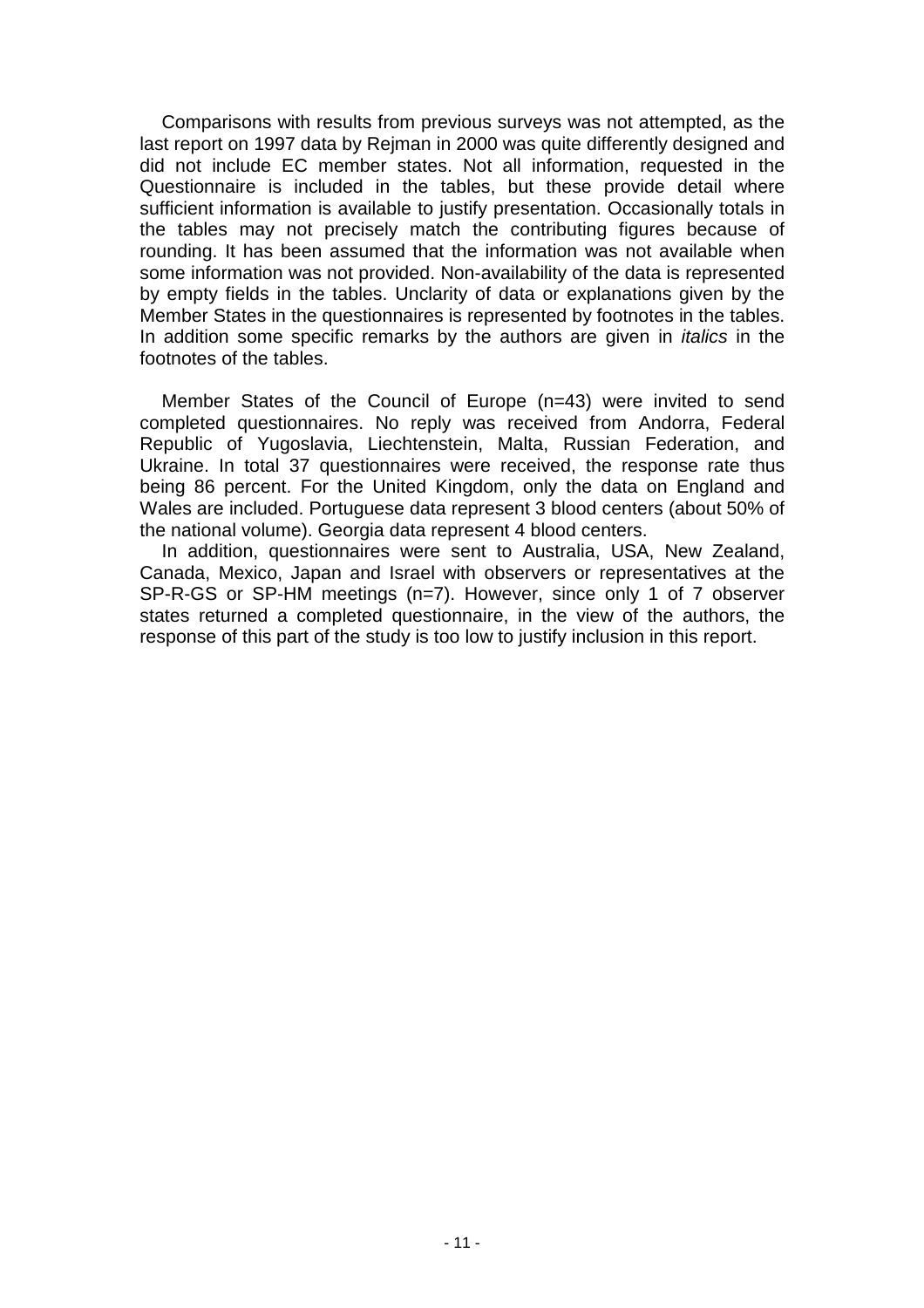Comparisons with results from previous surveys was not attempted, as the last report on 1997 data by Rejman in 2000 was quite differently designed and did not include EC member states. Not all information, requested in the Questionnaire is included in the tables, but these provide detail where sufficient information is available to justify presentation. Occasionally totals in the tables may not precisely match the contributing figures because of rounding. It has been assumed that the information was not available when some information was not provided. Non-availability of the data is represented by empty fields in the tables. Unclarity of data or explanations given by the Member States in the questionnaires is represented by footnotes in the tables. In addition some specific remarks by the authors are given in *italics* in the footnotes of the tables.

Member States of the Council of Europe (n=43) were invited to send completed questionnaires. No reply was received from Andorra, Federal Republic of Yugoslavia, Liechtenstein, Malta, Russian Federation, and Ukraine. In total 37 questionnaires were received, the response rate thus being 86 percent. For the United Kingdom, only the data on England and Wales are included. Portuguese data represent 3 blood centers (about 50% of the national volume). Georgia data represent 4 blood centers.

In addition, questionnaires were sent to Australia, USA, New Zealand, Canada, Mexico, Japan and Israel with observers or representatives at the SP-R-GS or SP-HM meetings (n=7). However, since only 1 of 7 observer states returned a completed questionnaire, in the view of the authors, the response of this part of the study is too low to justify inclusion in this report.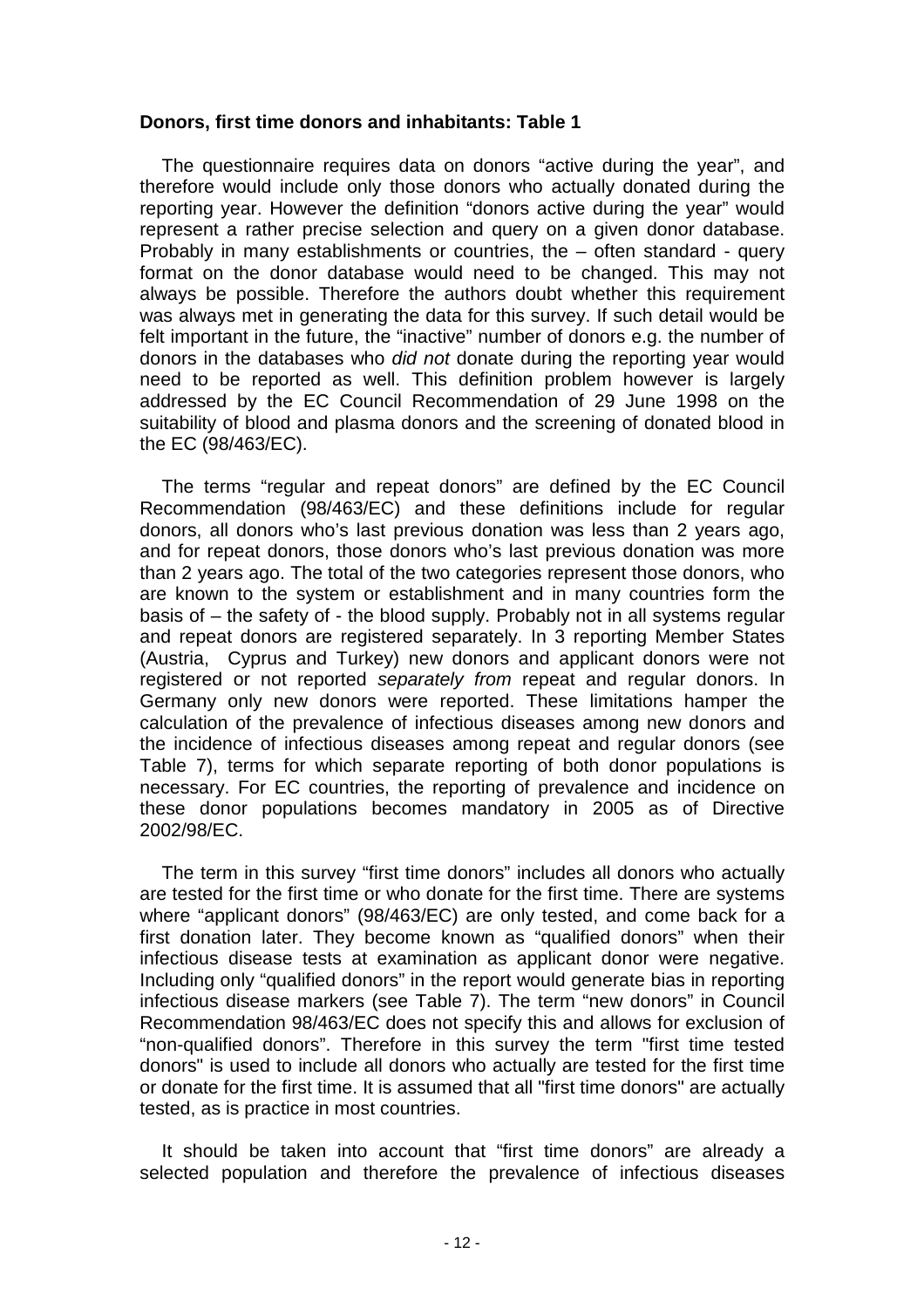**Donors, first time donors and inhabitants: Table 1**

The questionnaire requires data on donors "active during the year", and therefore would include only those donors who actually donated during the reporting year. However the definition "donors active during the year" would represent a rather precise selection and query on a given donor database. Probably in many establishments or countries, the – often standard - query format on the donor database would need to be changed. This may not always be possible. Therefore the authors doubt whether this requirement was always met in generating the data for this survey. If such detail would be felt important in the future, the "inactive" number of donors e.g. the number of donors in the databases who *did not* donate during the reporting year would need to be reported as well. This definition problem however is largely addressed by the EC Council Recommendation of 29 June 1998 on the suitability of blood and plasma donors and the screening of donated blood in the EC (98/463/EC).

The terms "regular and repeat donors" are defined by the EC Council Recommendation (98/463/EC) and these definitions include for regular donors, all donors who's last previous donation was less than 2 years ago, and for repeat donors, those donors who's last previous donation was more than 2 years ago. The total of the two categories represent those donors, who are known to the system or establishment and in many countries form the basis of – the safety of - the blood supply. Probably not in all systems regular and repeat donors are registered separately. In 3 reporting Member States (Austria, Cyprus and Turkey) new donors and applicant donors were not registered or not reported *separately from* repeat and regular donors. In Germany only new donors were reported. These limitations hamper the calculation of the prevalence of infectious diseases among new donors and the incidence of infectious diseases among repeat and regular donors (see Table 7), terms for which separate reporting of both donor populations is necessary. For EC countries, the reporting of prevalence and incidence on these donor populations becomes mandatory in 2005 as of Directive 2002/98/EC.

The term in this survey "first time donors" includes all donors who actually are tested for the first time or who donate for the first time. There are systems where "applicant donors" (98/463/EC) are only tested, and come back for a first donation later. They become known as "qualified donors" when their infectious disease tests at examination as applicant donor were negative. Including only "qualified donors" in the report would generate bias in reporting infectious disease markers (see Table 7). The term "new donors" in Council Recommendation 98/463/EC does not specify this and allows for exclusion of "non-qualified donors". Therefore in this survey the term "first time tested donors" is used to include all donors who actually are tested for the first time or donate for the first time. It is assumed that all "first time donors" are actually tested, as is practice in most countries.

It should be taken into account that "first time donors" are already a selected population and therefore the prevalence of infectious diseases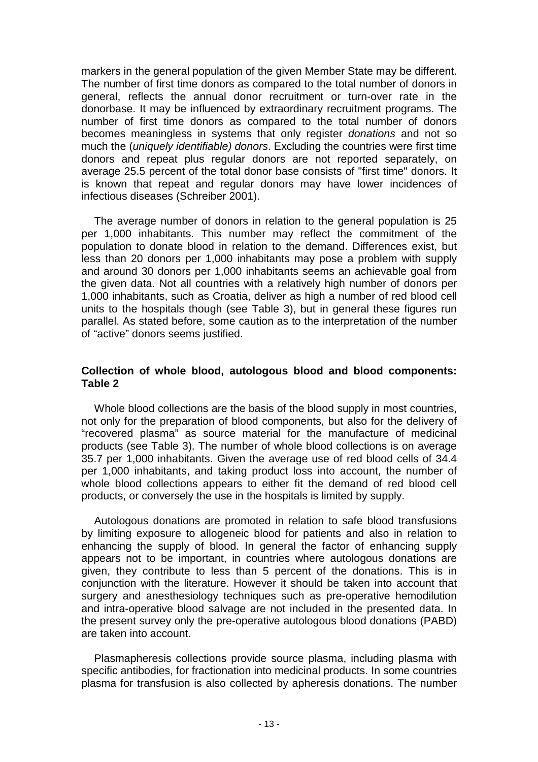markers in the general population of the given Member State may be different. The number of first time donors as compared to the total number of donors in general, reflects the annual donor recruitment or turn-over rate in the donorbase. It may be influenced by extraordinary recruitment programs. The number of first time donors as compared to the total number of donors becomes meaningless in systems that only register *donations* and not so much the (*uniquely identifiable) donors*. Excluding the countries were first time donors and repeat plus regular donors are not reported separately, on average 25.5 percent of the total donor base consists of "first time" donors. It is known that repeat and regular donors may have lower incidences of infectious diseases (Schreiber 2001).

The average number of donors in relation to the general population is 25 per 1,000 inhabitants. This number may reflect the commitment of the population to donate blood in relation to the demand. Differences exist, but less than 20 donors per 1,000 inhabitants may pose a problem with supply and around 30 donors per 1,000 inhabitants seems an achievable goal from the given data. Not all countries with a relatively high number of donors per 1,000 inhabitants, such as Croatia, deliver as high a number of red blood cell units to the hospitals though (see Table 3), but in general these figures run parallel. As stated before, some caution as to the interpretation of the number of "active" donors seems justified.

**Collection of whole blood, autologous blood and blood components: Table 2**

Whole blood collections are the basis of the blood supply in most countries, not only for the preparation of blood components, but also for the delivery of "recovered plasma" as source material for the manufacture of medicinal products (see Table 3). The number of whole blood collections is on average 35.7 per 1,000 inhabitants. Given the average use of red blood cells of 34.4 per 1,000 inhabitants, and taking product loss into account, the number of whole blood collections appears to either fit the demand of red blood cell products, or conversely the use in the hospitals is limited by supply.

Autologous donations are promoted in relation to safe blood transfusions by limiting exposure to allogeneic blood for patients and also in relation to enhancing the supply of blood. In general the factor of enhancing supply appears not to be important, in countries where autologous donations are given, they contribute to less than 5 percent of the donations. This is in conjunction with the literature. However it should be taken into account that surgery and anesthesiology techniques such as pre-operative hemodilution and intra-operative blood salvage are not included in the presented data. In the present survey only the pre-operative autologous blood donations (PABD) are taken into account.

Plasmapheresis collections provide source plasma, including plasma with specific antibodies, for fractionation into medicinal products. In some countries plasma for transfusion is also collected by apheresis donations. The number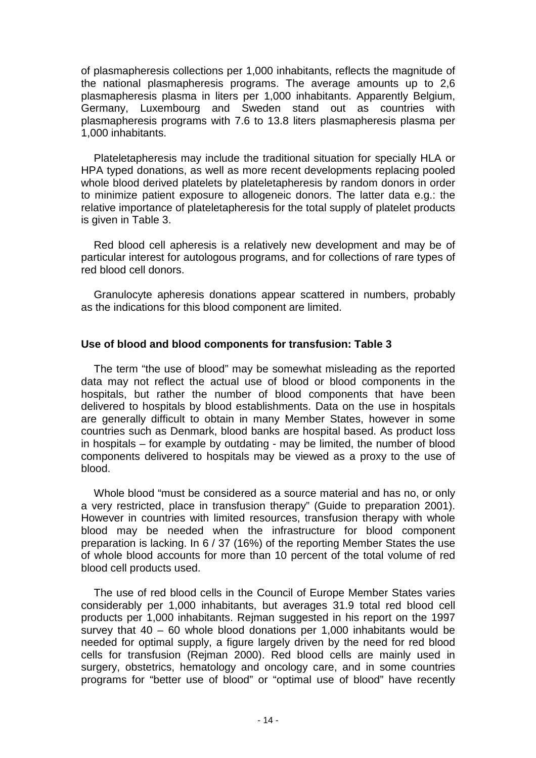of plasmapheresis collections per 1,000 inhabitants, reflects the magnitude of the national plasmapheresis programs. The average amounts up to 2,6 plasmapheresis plasma in liters per 1,000 inhabitants. Apparently Belgium, Germany, Luxembourg and Sweden stand out as countries with plasmapheresis programs with 7.6 to 13.8 liters plasmapheresis plasma per 1,000 inhabitants.

Plateletapheresis may include the traditional situation for specially HLA or HPA typed donations, as well as more recent developments replacing pooled whole blood derived platelets by plateletapheresis by random donors in order to minimize patient exposure to allogeneic donors. The latter data e.g.: the relative importance of plateletapheresis for the total supply of platelet products is given in Table 3.

Red blood cell apheresis is a relatively new development and may be of particular interest for autologous programs, and for collections of rare types of red blood cell donors.

Granulocyte apheresis donations appear scattered in numbers, probably as the indications for this blood component are limited.

### Use of blood and blood components for transfusion: Table 3

The term "the use of blood" may be somewhat misleading as the reported data may not reflect the actual use of blood or blood components in the hospitals, but rather the number of blood components that have been delivered to hospitals by blood establishments. Data on the use in hospitals are generally difficult to obtain in many Member States, however in some countries such as Denmark, blood banks are hospital based. As product loss in hospitals – for example by outdating - may be limited, the number of blood components delivered to hospitals may be viewed as a proxy to the use of blood.

Whole blood "must be considered as a source material and has no, or only a very restricted, place in transfusion therapy" (Guide to preparation 2001). However in countries with limited resources, transfusion therapy with whole blood may be needed when the infrastructure for blood component preparation is lacking. In 6 / 37 (16%) of the reporting Member States the use of whole blood accounts for more than 10 percent of the total volume of red blood cell products used.

The use of red blood cells in the Council of Europe Member States varies considerably per 1,000 inhabitants, but averages 31.9 total red blood cell products per 1,000 inhabitants. Rejman suggested in his report on the 1997 survey that 40 – 60 whole blood donations per 1,000 inhabitants would be needed for optimal supply, a figure largely driven by the need for red blood cells for transfusion (Rejman 2000). Red blood cells are mainly used in surgery, obstetrics, hematology and oncology care, and in some countries programs for "better use of blood" or "optimal use of blood" have recently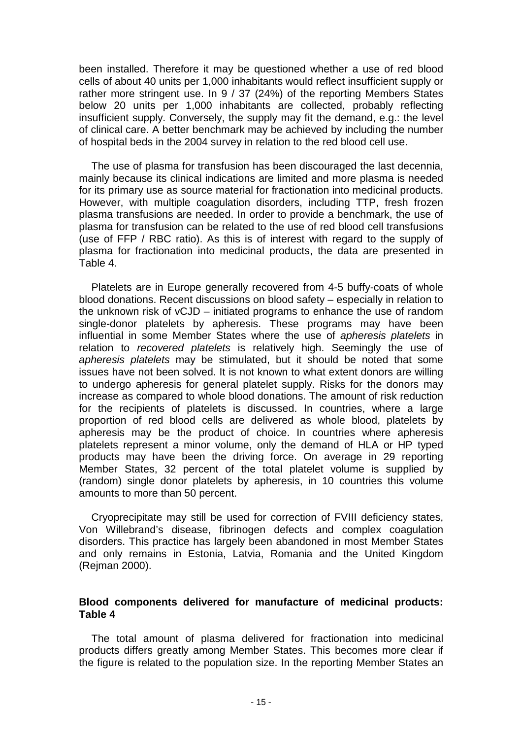been installed. Therefore it may be questioned whether a use of red blood cells of about 40 units per 1,000 inhabitants would reflect insufficient supply or rather more stringent use. In 9 / 37 (24%) of the reporting Members States below 20 units per 1,000 inhabitants are collected, probably reflecting insufficient supply. Conversely, the supply may fit the demand, e.g.: the level of clinical care. A better benchmark may be achieved by including the number of hospital beds in the 2004 survey in relation to the red blood cell use.

The use of plasma for transfusion has been discouraged the last decennia, mainly because its clinical indications are limited and more plasma is needed for its primary use as source material for fractionation into medicinal products. However, with multiple coagulation disorders, including TTP, fresh frozen plasma transfusions are needed. In order to provide a benchmark, the use of plasma for transfusion can be related to the use of red blood cell transfusions (use of FFP / RBC ratio). As this is of interest with regard to the supply of plasma for fractionation into medicinal products, the data are presented in Table 4.

Platelets are in Europe generally recovered from 4-5 buffy-coats of whole blood donations. Recent discussions on blood safety – especially in relation to the unknown risk of vCJD – initiated programs to enhance the use of random single-donor platelets by apheresis. These programs may have been influential in some Member States where the use of *apheresis platelets* in relation to *recovered platelets* is relatively high. Seemingly the use of *apheresis platelets* may be stimulated, but it should be noted that some issues have not been solved. It is not known to what extent donors are willing to undergo apheresis for general platelet supply. Risks for the donors may increase as compared to whole blood donations. The amount of risk reduction for the recipients of platelets is discussed. In countries, where a large proportion of red blood cells are delivered as whole blood, platelets by apheresis may be the product of choice. In countries where apheresis platelets represent a minor volume, only the demand of HLA or HP typed products may have been the driving force. On average in 29 reporting Member States, 32 percent of the total platelet volume is supplied by (random) single donor platelets by apheresis, in 10 countries this volume amounts to more than 50 percent.

Cryoprecipitate may still be used for correction of FVIII deficiency states, Von Willebrand's disease, fibrinogen defects and complex coagulation disorders. This practice has largely been abandoned in most Member States and only remains in Estonia, Latvia, Romania and the United Kingdom (Rejman 2000).

### Blood components delivered for manufacture of medicinal products: Table 4

The total amount of plasma delivered for fractionation into medicinal products differs greatly among Member States. This becomes more clear if the figure is related to the population size. In the reporting Member States an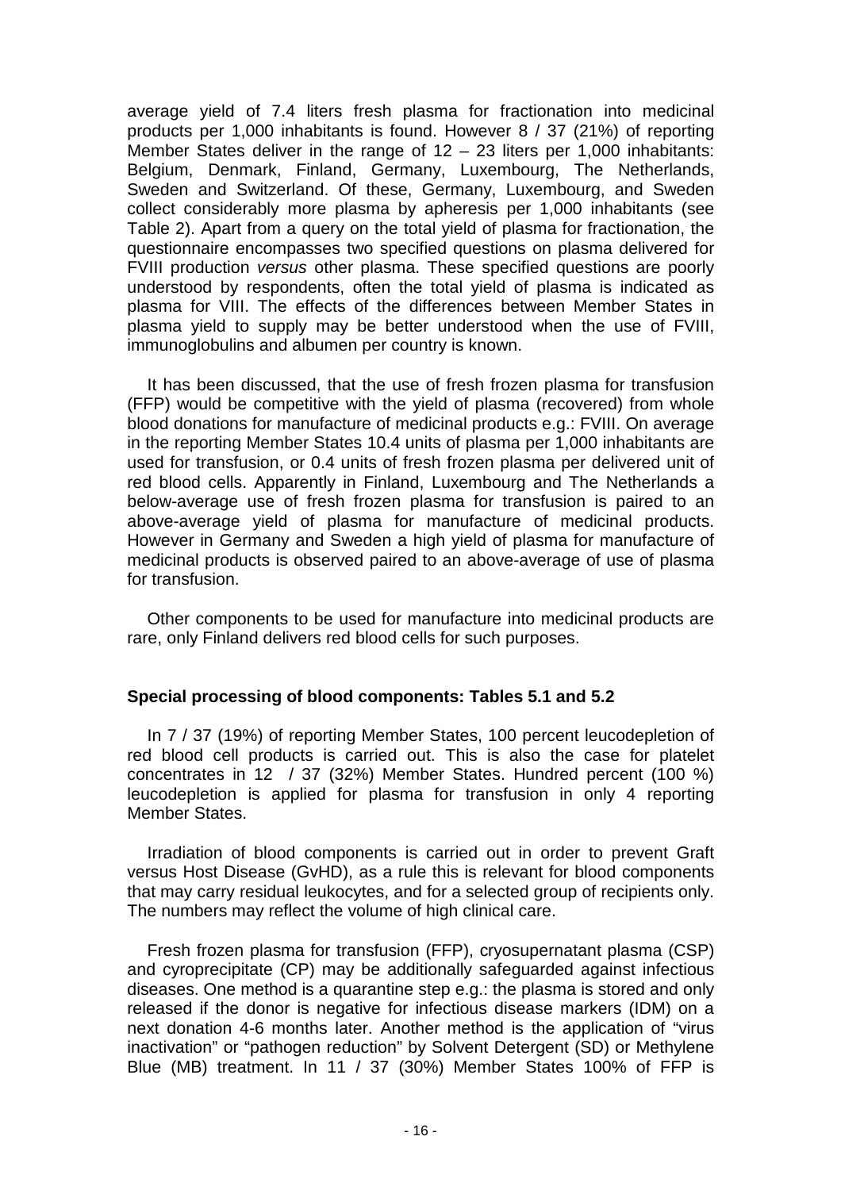average yield of 7.4 liters fresh plasma for fractionation into medicinal products per 1,000 inhabitants is found. However 8 / 37 (21%) of reporting Member States deliver in the range of 12 – 23 liters per 1,000 inhabitants: Belgium, Denmark, Finland, Germany, Luxembourg, The Netherlands, Sweden and Switzerland. Of these, Germany, Luxembourg, and Sweden collect considerably more plasma by apheresis per 1,000 inhabitants (see Table 2). Apart from a query on the total yield of plasma for fractionation, the questionnaire encompasses two specified questions on plasma delivered for FVIII production *versus* other plasma. These specified questions are poorly understood by respondents, often the total yield of plasma is indicated as plasma for VIII. The effects of the differences between Member States in plasma yield to supply may be better understood when the use of FVIII, immunoglobulins and albumen per country is known.

It has been discussed, that the use of fresh frozen plasma for transfusion (FFP) would be competitive with the yield of plasma (recovered) from whole blood donations for manufacture of medicinal products e.g.: FVIII. On average in the reporting Member States 10.4 units of plasma per 1,000 inhabitants are used for transfusion, or 0.4 units of fresh frozen plasma per delivered unit of red blood cells. Apparently in Finland, Luxembourg and The Netherlands a below-average use of fresh frozen plasma for transfusion is paired to an above-average yield of plasma for manufacture of medicinal products. However in Germany and Sweden a high yield of plasma for manufacture of medicinal products is observed paired to an above-average of use of plasma for transfusion.

Other components to be used for manufacture into medicinal products are rare, only Finland delivers red blood cells for such purposes.

**Special processing of blood components: Tables 5.1 and 5.2**

In 7 / 37 (19%) of reporting Member States, 100 percent leucodepletion of red blood cell products is carried out. This is also the case for platelet concentrates in 12 / 37 (32%) Member States. Hundred percent (100 %) leucodepletion is applied for plasma for transfusion in only 4 reporting Member States.

Irradiation of blood components is carried out in order to prevent Graft versus Host Disease (GvHD), as a rule this is relevant for blood components that may carry residual leukocytes, and for a selected group of recipients only. The numbers may reflect the volume of high clinical care.

Fresh frozen plasma for transfusion (FFP), cryosupernatant plasma (CSP) and cyroprecipitate (CP) may be additionally safeguarded against infectious diseases. One method is a quarantine step e.g.: the plasma is stored and only released if the donor is negative for infectious disease markers (IDM) on a next donation 4-6 months later. Another method is the application of "virus inactivation" or "pathogen reduction" by Solvent Detergent (SD) or Methylene Blue (MB) treatment. In 11 / 37 (30%) Member States 100% of FFP is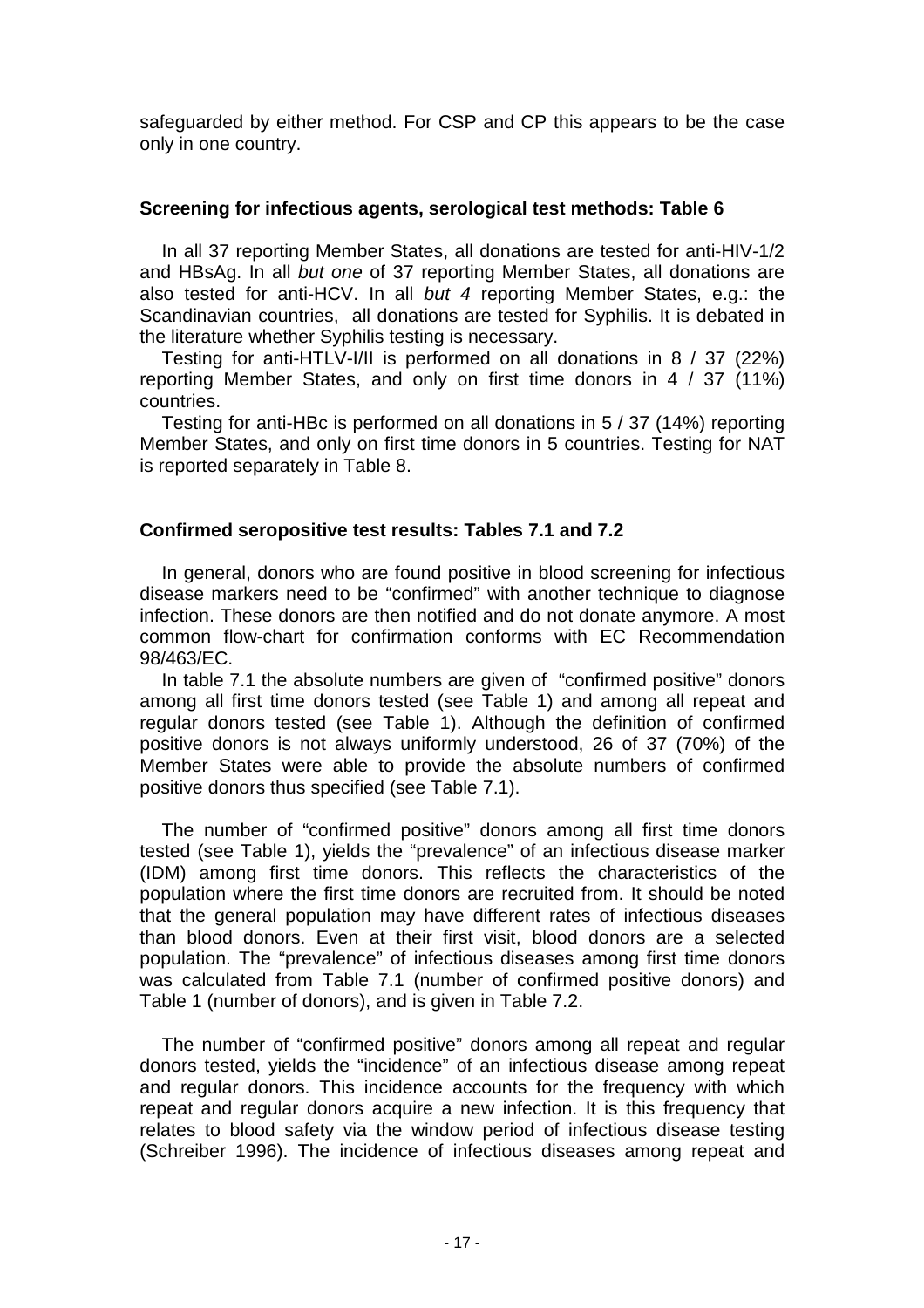safeguarded by either method. For CSP and CP this appears to be the case only in one country.

### Screening for infectious agents, serological test methods: Table 6

In all 37 reporting Member States, all donations are tested for anti-HIV-1/2 and HBsAg. In all *but one* of 37 reporting Member States, all donations are also tested for anti-HCV. In all *but 4* reporting Member States, e.g.: the Scandinavian countries, all donations are tested for Syphilis. It is debated in the literature whether Syphilis testing is necessary.

Testing for anti-HTLV-I/II is performed on all donations in 8 / 37 (22%) reporting Member States, and only on first time donors in 4 / 37 (11%) countries.

Testing for anti-HBc is performed on all donations in 5 / 37 (14%) reporting Member States, and only on first time donors in 5 countries. Testing for NAT is reported separately in Table 8.

### Confirmed seropositive test results: Tables 7.1 and 7.2

In general, donors who are found positive in blood screening for infectious disease markers need to be "confirmed" with another technique to diagnose infection. These donors are then notified and do not donate anymore. A most common flow-chart for confirmation conforms with EC Recommendation 98/463/EC.

In table 7.1 the absolute numbers are given of "confirmed positive" donors among all first time donors tested (see Table 1) and among all repeat and regular donors tested (see Table 1). Although the definition of confirmed positive donors is not always uniformly understood, 26 of 37 (70%) of the Member States were able to provide the absolute numbers of confirmed positive donors thus specified (see Table 7.1).

The number of "confirmed positive" donors among all first time donors tested (see Table 1), yields the "prevalence" of an infectious disease marker (IDM) among first time donors. This reflects the characteristics of the population where the first time donors are recruited from. It should be noted that the general population may have different rates of infectious diseases than blood donors. Even at their first visit, blood donors are a selected population. The "prevalence" of infectious diseases among first time donors was calculated from Table 7.1 (number of confirmed positive donors) and Table 1 (number of donors), and is given in Table 7.2.

The number of "confirmed positive" donors among all repeat and regular donors tested, yields the "incidence" of an infectious disease among repeat and regular donors. This incidence accounts for the frequency with which repeat and regular donors acquire a new infection. It is this frequency that relates to blood safety via the window period of infectious disease testing (Schreiber 1996). The incidence of infectious diseases among repeat and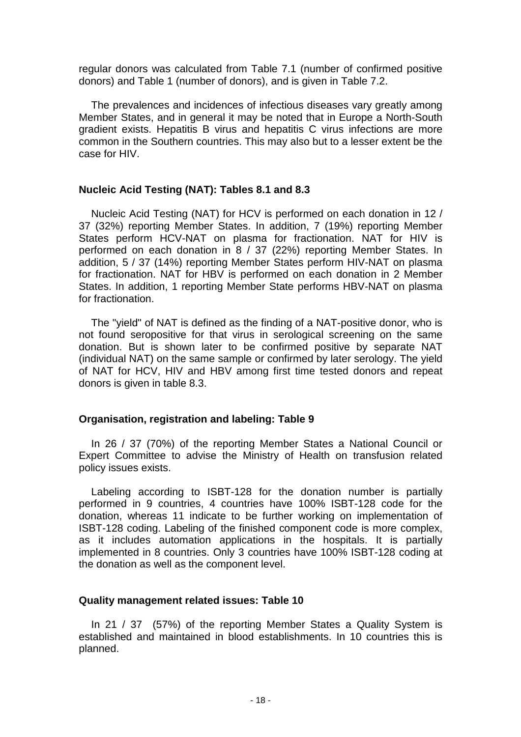regular donors was calculated from Table 7.1 (number of confirmed positive donors) and Table 1 (number of donors), and is given in Table 7.2.

The prevalences and incidences of infectious diseases vary greatly among Member States, and in general it may be noted that in Europe a North-South gradient exists. Hepatitis B virus and hepatitis C virus infections are more common in the Southern countries. This may also but to a lesser extent be the case for HIV.

### Nucleic Acid Testing (NAT): Tables 8.1 and 8.3

Nucleic Acid Testing (NAT) for HCV is performed on each donation in 12 / 37 (32%) reporting Member States. In addition, 7 (19%) reporting Member States perform HCV-NAT on plasma for fractionation. NAT for HIV is performed on each donation in 8 / 37 (22%) reporting Member States. In addition, 5 / 37 (14%) reporting Member States perform HIV-NAT on plasma for fractionation. NAT for HBV is performed on each donation in 2 Member States. In addition, 1 reporting Member State performs HBV-NAT on plasma for fractionation.

The "yield" of NAT is defined as the finding of a NAT-positive donor, who is not found seropositive for that virus in serological screening on the same donation. But is shown later to be confirmed positive by separate NAT (individual NAT) on the same sample or confirmed by later serology. The yield of NAT for HCV, HIV and HBV among first time tested donors and repeat donors is given in table 8.3.

### Organisation, registration and labeling: Table 9

In 26 / 37 (70%) of the reporting Member States a National Council or Expert Committee to advise the Ministry of Health on transfusion related policy issues exists.

Labeling according to ISBT-128 for the donation number is partially performed in 9 countries, 4 countries have 100% ISBT-128 code for the donation, whereas 11 indicate to be further working on implementation of ISBT-128 coding. Labeling of the finished component code is more complex, as it includes automation applications in the hospitals. It is partially implemented in 8 countries. Only 3 countries have 100% ISBT-128 coding at the donation as well as the component level.

### Quality management related issues: Table 10

In 21 / 37 (57%) of the reporting Member States a Quality System is established and maintained in blood establishments. In 10 countries this is planned.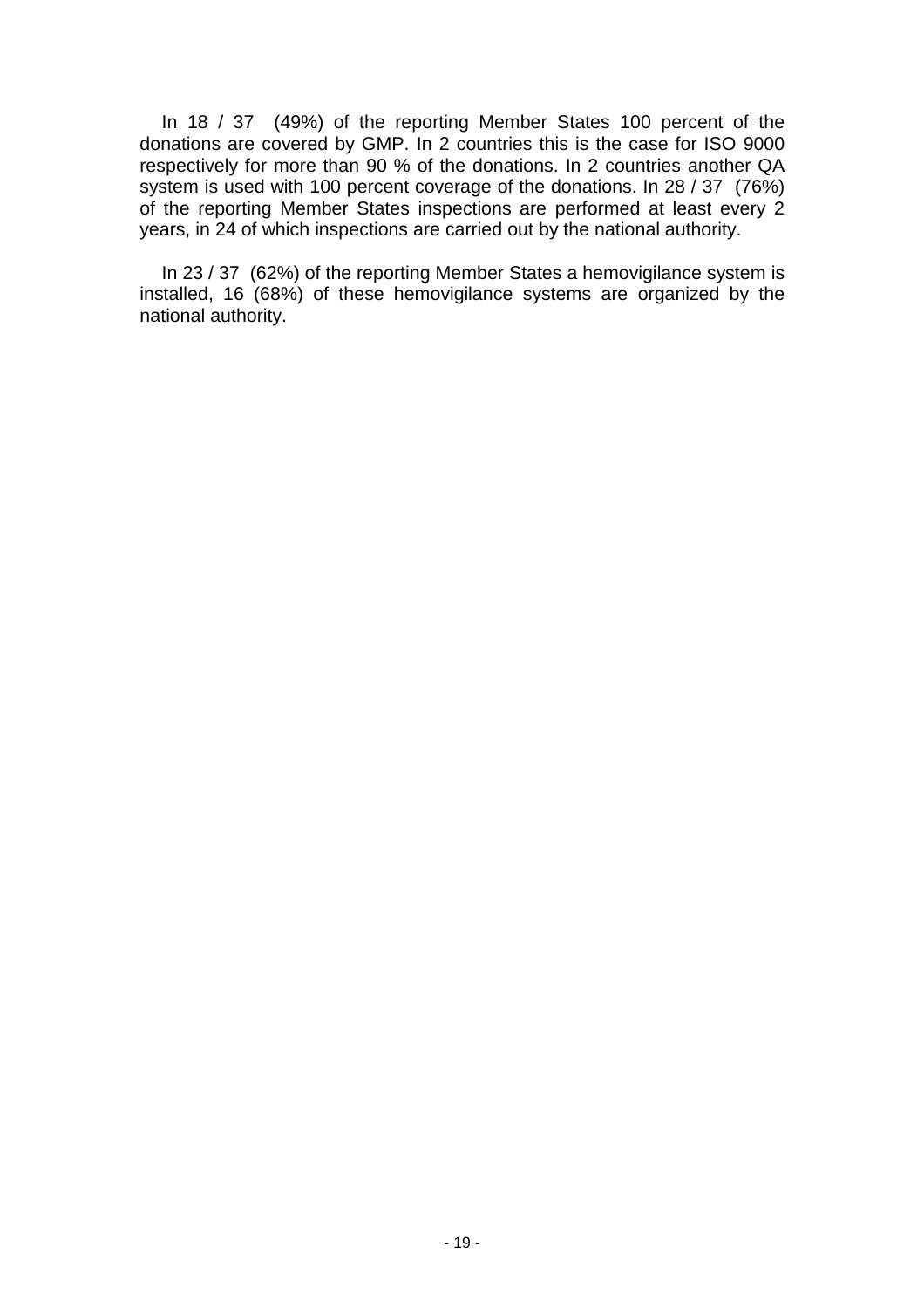In 18 / 37 (49%) of the reporting Member States 100 percent of the donations are covered by GMP. In 2 countries this is the case for ISO 9000 respectively for more than 90 % of the donations. In 2 countries another QA system is used with 100 percent coverage of the donations. In 28 / 37 (76%) of the reporting Member States inspections are performed at least every 2 years, in 24 of which inspections are carried out by the national authority.

In 23 / 37 (62%) of the reporting Member States a hemovigilance system is installed, 16 (68%) of these hemovigilance systems are organized by the national authority.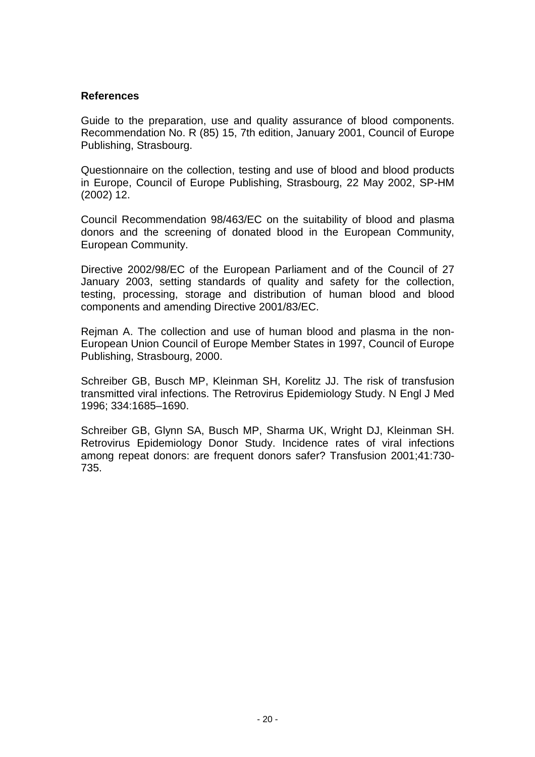**References**

Guide to the preparation, use and quality assurance of blood components. Recommendation No. R (85) 15, 7th edition, January 2001, Council of Europe Publishing, Strasbourg.

Questionnaire on the collection, testing and use of blood and blood products in Europe, Council of Europe Publishing, Strasbourg, 22 May 2002, SP-HM (2002) 12.

Council Recommendation 98/463/EC on the suitability of blood and plasma donors and the screening of donated blood in the European Community, European Community.

Directive 2002/98/EC of the European Parliament and of the Council of 27 January 2003, setting standards of quality and safety for the collection, testing, processing, storage and distribution of human blood and blood components and amending Directive 2001/83/EC.

Rejman A. The collection and use of human blood and plasma in the non-European Union Council of Europe Member States in 1997, Council of Europe Publishing, Strasbourg, 2000.

Schreiber GB, Busch MP, Kleinman SH, Korelitz JJ. The risk of transfusion transmitted viral infections. The Retrovirus Epidemiology Study. N Engl J Med 1996; 334:1685–1690.

Schreiber GB, Glynn SA, Busch MP, Sharma UK, Wright DJ, Kleinman SH. Retrovirus Epidemiology Donor Study. Incidence rates of viral infections among repeat donors: are frequent donors safer? Transfusion 2001;41:730-735.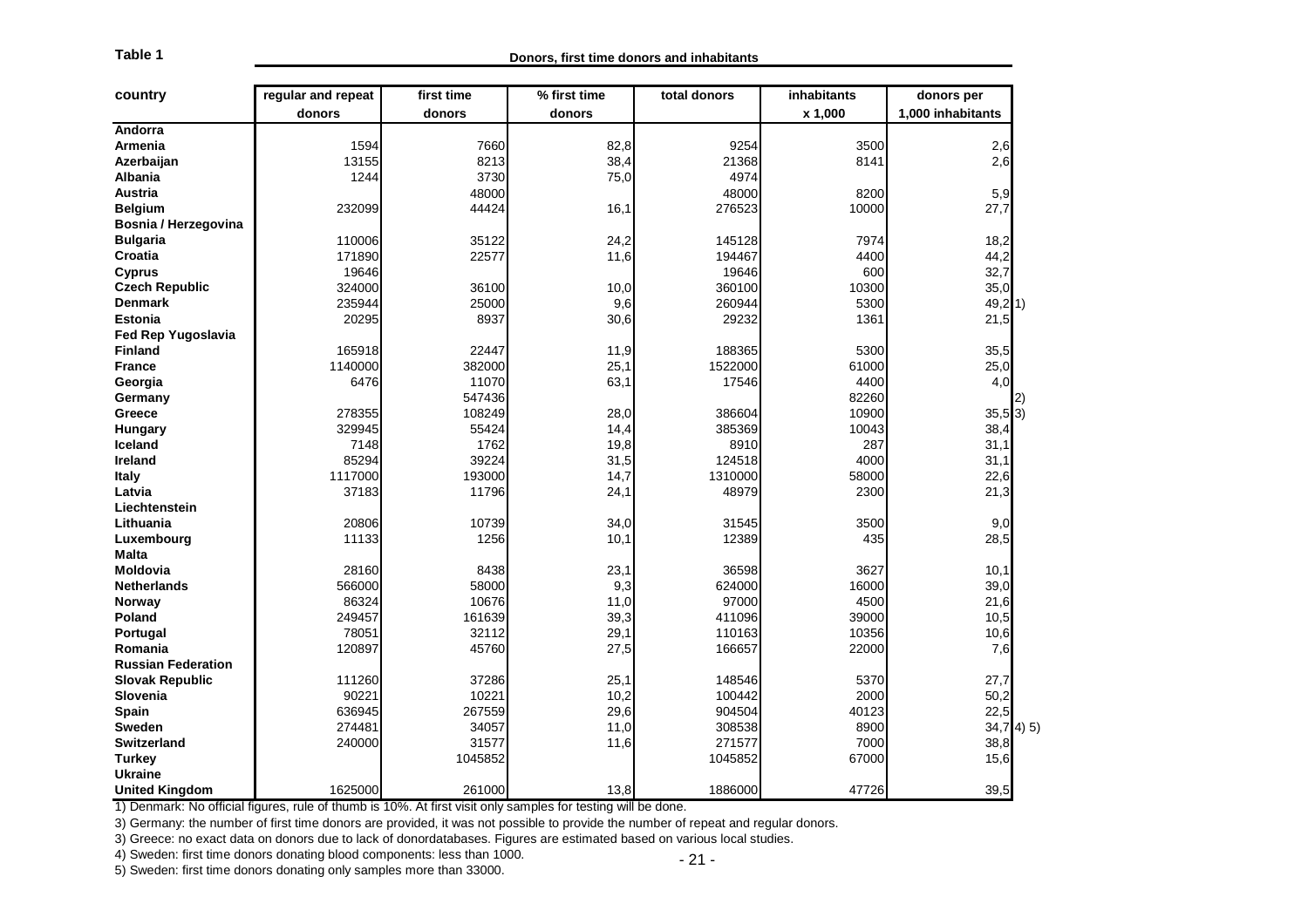**Table 1**

**Donors, first time donors and inhabitants**

| country | regular and repeat donors | first time donors | % first time donors | total donors | inhabitants x 1,000 | donors per 1,000 inhabitants | |
|---|---|---|---|---|---|---|---|
| **Andorra** | | | | | | | |
| **Armenia** | 1594 | 7660 | 82,8 | 9254 | 3500 | 2,6 | |
| **Azerbaijan** | 13155 | 8213 | 38,4 | 21368 | 8141 | 2,6 | |
| **Albania** | 1244 | 3730 | 75,0 | 4974 | | | |
| **Austria** | | 48000 | | 48000 | 8200 | 5,9 | |
| **Belgium** | 232099 | 44424 | 16,1 | 276523 | 10000 | 27,7 | |
| **Bosnia / Herzegovina** | | | | | | | |
| **Bulgaria** | 110006 | 35122 | 24,2 | 145128 | 7974 | 18,2 | |
| **Croatia** | 171890 | 22577 | 11,6 | 194467 | 4400 | 44,2 | |
| **Cyprus** | 19646 | | | 19646 | 600 | 32,7 | |
| **Czech Republic** | 324000 | 36100 | 10,0 | 360100 | 10300 | 35,0 | |
| **Denmark** | 235944 | 25000 | 9,6 | 260944 | 5300 | 49,2 | 1) |
| **Estonia** | 20295 | 8937 | 30,6 | 29232 | 1361 | 21,5 | |
| **Fed Rep Yugoslavia** | | | | | | | |
| **Finland** | 165918 | 22447 | 11,9 | 188365 | 5300 | 35,5 | |
| **France** | 1140000 | 382000 | 25,1 | 1522000 | 61000 | 25,0 | |
| **Georgia** | 6476 | 11070 | 63,1 | 17546 | 4400 | 4,0 | |
| **Germany** | | 547436 | | | 82260 | | 2) |
| **Greece** | 278355 | 108249 | 28,0 | 386604 | 10900 | 35,5 | 3) |
| **Hungary** | 329945 | 55424 | 14,4 | 385369 | 10043 | 38,4 | |
| **Iceland** | 7148 | 1762 | 19,8 | 8910 | 287 | 31,1 | |
| **Ireland** | 85294 | 39224 | 31,5 | 124518 | 4000 | 31,1 | |
| **Italy** | 1117000 | 193000 | 14,7 | 1310000 | 58000 | 22,6 | |
| **Latvia** | 37183 | 11796 | 24,1 | 48979 | 2300 | 21,3 | |
| **Liechtenstein** | | | | | | | |
| **Lithuania** | 20806 | 10739 | 34,0 | 31545 | 3500 | 9,0 | |
| **Luxembourg** | 11133 | 1256 | 10,1 | 12389 | 435 | 28,5 | |
| **Malta** | | | | | | | |
| **Moldovia** | 28160 | 8438 | 23,1 | 36598 | 3627 | 10,1 | |
| **Netherlands** | 566000 | 58000 | 9,3 | 624000 | 16000 | 39,0 | |
| **Norway** | 86324 | 10676 | 11,0 | 97000 | 4500 | 21,6 | |
| **Poland** | 249457 | 161639 | 39,3 | 411096 | 39000 | 10,5 | |
| **Portugal** | 78051 | 32112 | 29,1 | 110163 | 10356 | 10,6 | |
| **Romania** | 120897 | 45760 | 27,5 | 166657 | 22000 | 7,6 | |
| **Russian Federation** | | | | | | | |
| **Slovak Republic** | 111260 | 37286 | 25,1 | 148546 | 5370 | 27,7 | |
| **Slovenia** | 90221 | 10221 | 10,2 | 100442 | 2000 | 50,2 | |
| **Spain** | 636945 | 267559 | 29,6 | 904504 | 40123 | 22,5 | |
| **Sweden** | 274481 | 34057 | 11,0 | 308538 | 8900 | 34,7 | 4) 5) |
| **Switzerland** | 240000 | 31577 | 11,6 | 271577 | 7000 | 38,8 | |
| **Turkey** | | 1045852 | | 1045852 | 67000 | 15,6 | |
| **Ukraine** | | | | | | | |
| **United Kingdom** | 1625000 | 261000 | 13,8 | 1886000 | 47726 | 39,5 | |

1) Denmark: No official figures, rule of thumb is 10%. At first visit only samples for testing will be done.

3) Germany: the number of first time donors are provided, it was not possible to provide the number of repeat and regular donors.

3) Greece: no exact data on donors due to lack of donordatabases. Figures are estimated based on various local studies.

4) Sweden: first time donors donating blood components: less than 1000.

5) Sweden: first time donors donating only samples more than 33000.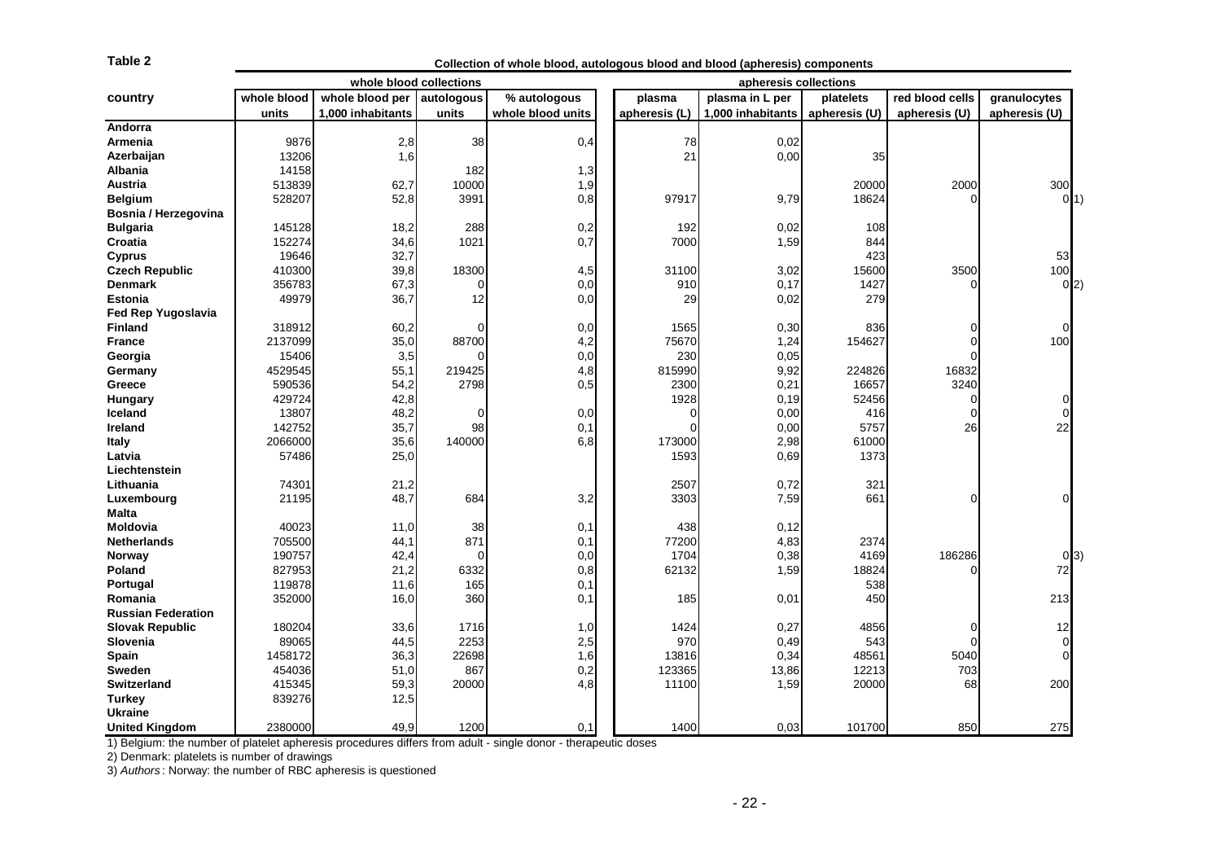**Table 2**

**Collection of whole blood, autologous blood and blood (apheresis) components**

| country | whole blood collections | | | | apheresis collections | | | | |
|---|---|---|---|---|---|---|---|---|---|
| | whole blood units | whole blood per 1,000 inhabitants | autologous units | % autologous whole blood units | plasma apheresis (L) | plasma in L per 1,000 inhabitants | platelets apheresis (U) | red blood cells apheresis (U) | granulocytes apheresis (U) |
| **Andorra** | | | | | | | | | |
| **Armenia** | 9876 | 2,8 | 38 | 0,4 | 78 | 0,02 | | | |
| **Azerbaijan** | 13206 | 1,6 | | | 21 | 0,00 | 35 | | |
| **Albania** | 14158 | | 182 | 1,3 | | | | | |
| **Austria** | 513839 | 62,7 | 10000 | 1,9 | | | 20000 | 2000 | 300 |
| **Belgium** | 528207 | 52,8 | 3991 | 0,8 | 97917 | 9,79 | 18624 | 0 | 0 1) |
| **Bosnia / Herzegovina** | | | | | | | | | |
| **Bulgaria** | 145128 | 18,2 | 288 | 0,2 | 192 | 0,02 | 108 | | |
| **Croatia** | 152274 | 34,6 | 1021 | 0,7 | 7000 | 1,59 | 844 | | |
| **Cyprus** | 19646 | 32,7 | | | | | 423 | | 53 |
| **Czech Republic** | 410300 | 39,8 | 18300 | 4,5 | 31100 | 3,02 | 15600 | 3500 | 100 |
| **Denmark** | 356783 | 67,3 | 0 | 0,0 | 910 | 0,17 | 1427 | 0 | 0 2) |
| **Estonia** | 49979 | 36,7 | 12 | 0,0 | 29 | 0,02 | 279 | | |
| **Fed Rep Yugoslavia** | | | | | | | | | |
| **Finland** | 318912 | 60,2 | 0 | 0,0 | 1565 | 0,30 | 836 | 0 | 0 |
| **France** | 2137099 | 35,0 | 88700 | 4,2 | 75670 | 1,24 | 154627 | 0 | 100 |
| **Georgia** | 15406 | 3,5 | 0 | 0,0 | 230 | 0,05 | | 0 | |
| **Germany** | 4529545 | 55,1 | 219425 | 4,8 | 815990 | 9,92 | 224826 | 16832 | |
| **Greece** | 590536 | 54,2 | 2798 | 0,5 | 2300 | 0,21 | 16657 | 3240 | |
| **Hungary** | 429724 | 42,8 | | | 1928 | 0,19 | 52456 | 0 | 0 |
| **Iceland** | 13807 | 48,2 | 0 | 0,0 | 0 | 0,00 | 416 | 0 | 0 |
| **Ireland** | 142752 | 35,7 | 98 | 0,1 | 0 | 0,00 | 5757 | 26 | 22 |
| **Italy** | 2066000 | 35,6 | 140000 | 6,8 | 173000 | 2,98 | 61000 | | |
| **Latvia** | 57486 | 25,0 | | | 1593 | 0,69 | 1373 | | |
| **Liechtenstein** | | | | | | | | | |
| **Lithuania** | 74301 | 21,2 | | | 2507 | 0,72 | 321 | | |
| **Luxembourg** | 21195 | 48,7 | 684 | 3,2 | 3303 | 7,59 | 661 | 0 | 0 |
| **Malta** | | | | | | | | | |
| **Moldovia** | 40023 | 11,0 | 38 | 0,1 | 438 | 0,12 | | | |
| **Netherlands** | 705500 | 44,1 | 871 | 0,1 | 77200 | 4,83 | 2374 | | |
| **Norway** | 190757 | 42,4 | 0 | 0,0 | 1704 | 0,38 | 4169 | 186286 | 0 3) |
| **Poland** | 827953 | 21,2 | 6332 | 0,8 | 62132 | 1,59 | 18824 | 0 | 72 |
| **Portugal** | 119878 | 11,6 | 165 | 0,1 | | | 538 | | |
| **Romania** | 352000 | 16,0 | 360 | 0,1 | 185 | 0,01 | 450 | | 213 |
| **Russian Federation** | | | | | | | | | |
| **Slovak Republic** | 180204 | 33,6 | 1716 | 1,0 | 1424 | 0,27 | 4856 | 0 | 12 |
| **Slovenia** | 89065 | 44,5 | 2253 | 2,5 | 970 | 0,49 | 543 | 0 | 0 |
| **Spain** | 1458172 | 36,3 | 22698 | 1,6 | 13816 | 0,34 | 48561 | 5040 | 0 |
| **Sweden** | 454036 | 51,0 | 867 | 0,2 | 123365 | 13,86 | 12213 | 703 | |
| **Switzerland** | 415345 | 59,3 | 20000 | 4,8 | 11100 | 1,59 | 20000 | 68 | 200 |
| **Turkey** | 839276 | 12,5 | | | | | | | |
| **Ukraine** | | | | | | | | | |
| **United Kingdom** | 2380000 | 49,9 | 1200 | 0,1 | 1400 | 0,03 | 101700 | 850 | 275 |

1) Belgium: the number of platelet apheresis procedures differs from adult - single donor - therapeutic doses

2) Denmark: platelets is number of drawings

3) *Authors*: Norway: the number of RBC apheresis is questioned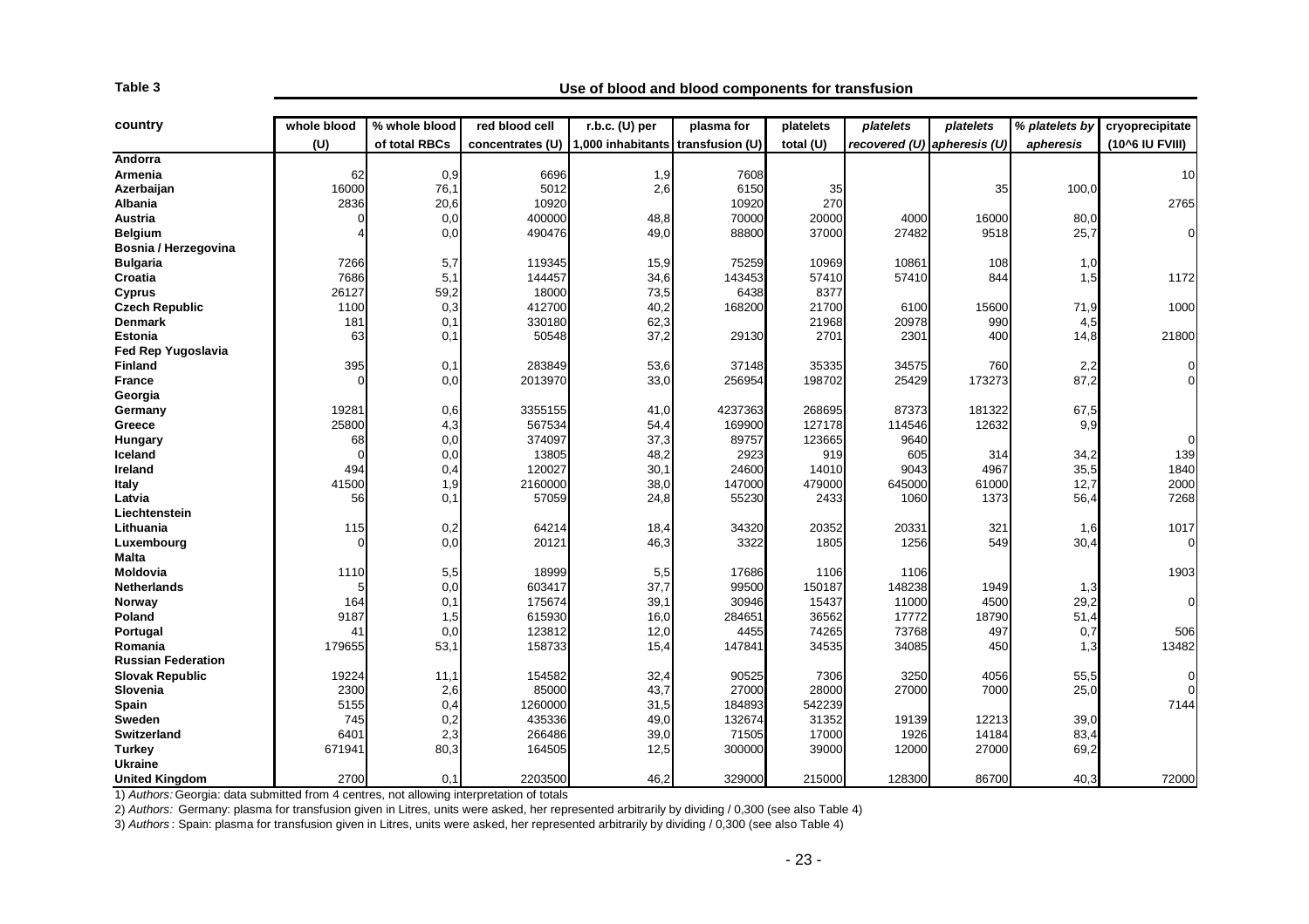**Table 3**

**Use of blood and blood components for transfusion**

| country | whole blood (U) | % whole blood of total RBCs | red blood cell concentrates (U) | r.b.c. (U) per 1,000 inhabitants | plasma for transfusion (U) | platelets total (U) | *platelets recovered (U)* | *platelets apheresis (U)* | *% platelets by apheresis* | cryoprecipitate (10^6 IU FVIII) |
|---|---|---|---|---|---|---|---|---|---|---|
| **Andorra** | | | | | | | | | | |
| **Armenia** | 62 | 0,9 | 6696 | 1,9 | 7608 | | | | | 10 |
| **Azerbaijan** | 16000 | 76,1 | 5012 | 2,6 | 6150 | 35 | | 35 | 100,0 | |
| **Albania** | 2836 | 20,6 | 10920 | | 10920 | 270 | | | | 2765 |
| **Austria** | 0 | 0,0 | 400000 | 48,8 | 70000 | 20000 | 4000 | 16000 | 80,0 | |
| **Belgium** | 4 | 0,0 | 490476 | 49,0 | 88800 | 37000 | 27482 | 9518 | 25,7 | 0 |
| **Bosnia / Herzegovina** | | | | | | | | | | |
| **Bulgaria** | 7266 | 5,7 | 119345 | 15,9 | 75259 | 10969 | 10861 | 108 | 1,0 | |
| **Croatia** | 7686 | 5,1 | 144457 | 34,6 | 143453 | 57410 | 57410 | 844 | 1,5 | 1172 |
| **Cyprus** | 26127 | 59,2 | 18000 | 73,5 | 6438 | 8377 | | | | |
| **Czech Republic** | 1100 | 0,3 | 412700 | 40,2 | 168200 | 21700 | 6100 | 15600 | 71,9 | 1000 |
| **Denmark** | 181 | 0,1 | 330180 | 62,3 | | 21968 | 20978 | 990 | 4,5 | |
| **Estonia** | 63 | 0,1 | 50548 | 37,2 | 29130 | 2701 | 2301 | 400 | 14,8 | 21800 |
| **Fed Rep Yugoslavia** | | | | | | | | | | |
| **Finland** | 395 | 0,1 | 283849 | 53,6 | 37148 | 35335 | 34575 | 760 | 2,2 | 0 |
| **France** | 0 | 0,0 | 2013970 | 33,0 | 256954 | 198702 | 25429 | 173273 | 87,2 | 0 |
| **Georgia** | | | | | | | | | | |
| **Germany** | 19281 | 0,6 | 3355155 | 41,0 | 4237363 | 268695 | 87373 | 181322 | 67,5 | |
| **Greece** | 25800 | 4,3 | 567534 | 54,4 | 169900 | 127178 | 114546 | 12632 | 9,9 | |
| **Hungary** | 68 | 0,0 | 374097 | 37,3 | 89757 | 123665 | 9640 | | | 0 |
| **Iceland** | 0 | 0,0 | 13805 | 48,2 | 2923 | 919 | 605 | 314 | 34,2 | 139 |
| **Ireland** | 494 | 0,4 | 120027 | 30,1 | 24600 | 14010 | 9043 | 4967 | 35,5 | 1840 |
| **Italy** | 41500 | 1,9 | 2160000 | 38,0 | 147000 | 479000 | 645000 | 61000 | 12,7 | 2000 |
| **Latvia** | 56 | 0,1 | 57059 | 24,8 | 55230 | 2433 | 1060 | 1373 | 56,4 | 7268 |
| **Liechtenstein** | | | | | | | | | | |
| **Lithuania** | 115 | 0,2 | 64214 | 18,4 | 34320 | 20352 | 20331 | 321 | 1,6 | 1017 |
| **Luxembourg** | 0 | 0,0 | 20121 | 46,3 | 3322 | 1805 | 1256 | 549 | 30,4 | 0 |
| **Malta** | | | | | | | | | | |
| **Moldovia** | 1110 | 5,5 | 18999 | 5,5 | 17686 | 1106 | 1106 | | | 1903 |
| **Netherlands** | 5 | 0,0 | 603417 | 37,7 | 99500 | 150187 | 148238 | 1949 | 1,3 | |
| **Norway** | 164 | 0,1 | 175674 | 39,1 | 30946 | 15437 | 11000 | 4500 | 29,2 | 0 |
| **Poland** | 9187 | 1,5 | 615930 | 16,0 | 284651 | 36562 | 17772 | 18790 | 51,4 | |
| **Portugal** | 41 | 0,0 | 123812 | 12,0 | 4455 | 74265 | 73768 | 497 | 0,7 | 506 |
| **Romania** | 179655 | 53,1 | 158733 | 15,4 | 147841 | 34535 | 34085 | 450 | 1,3 | 13482 |
| **Russian Federation** | | | | | | | | | | |
| **Slovak Republic** | 19224 | 11,1 | 154582 | 32,4 | 90525 | 7306 | 3250 | 4056 | 55,5 | 0 |
| **Slovenia** | 2300 | 2,6 | 85000 | 43,7 | 27000 | 28000 | 27000 | 7000 | 25,0 | 0 |
| **Spain** | 5155 | 0,4 | 1260000 | 31,5 | 184893 | 542239 | | | | 7144 |
| **Sweden** | 745 | 0,2 | 435336 | 49,0 | 132674 | 31352 | 19139 | 12213 | 39,0 | |
| **Switzerland** | 6401 | 2,3 | 266486 | 39,0 | 71505 | 17000 | 1926 | 14184 | 83,4 | |
| **Turkey** | 671941 | 80,3 | 164505 | 12,5 | 300000 | 39000 | 12000 | 27000 | 69,2 | |
| **Ukraine** | | | | | | | | | | |
| **United Kingdom** | 2700 | 0,1 | 2203500 | 46,2 | 329000 | 215000 | 128300 | 86700 | 40,3 | 72000 |

1) *Authors:* Georgia: data submitted from 4 centres, not allowing interpretation of totals

2) *Authors:* Germany: plasma for transfusion given in Litres, units were asked, her represented arbitrarily by dividing / 0,300 (see also Table 4)

3) *Authors*: Spain: plasma for transfusion given in Litres, units were asked, her represented arbitrarily by dividing / 0,300 (see also Table 4)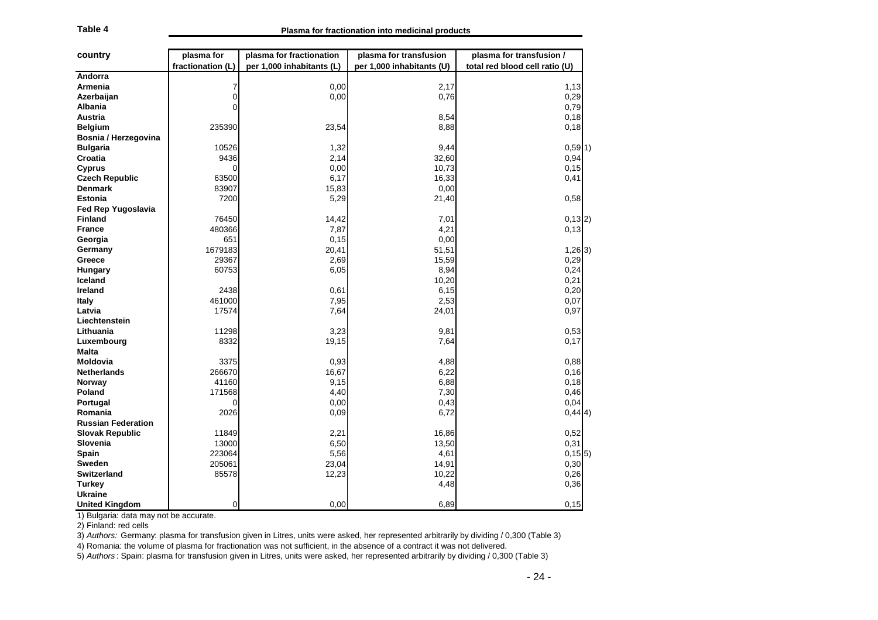**Table 4** Plasma for fractionation into medicinal products

| country | plasma for fractionation (L) | plasma for fractionation per 1,000 inhabitants (L) | plasma for transfusion per 1,000 inhabitants (U) | plasma for transfusion / total red blood cell ratio (U) |
|---|---|---|---|---|
| **Andorra** | | | | |
| **Armenia** | 7 | 0,00 | 2,17 | 1,13 |
| **Azerbaijan** | 0 | 0,00 | 0,76 | 0,29 |
| **Albania** | 0 | | | 0,79 |
| **Austria** | | | 8,54 | 0,18 |
| **Belgium** | 235390 | 23,54 | 8,88 | 0,18 |
| **Bosnia / Herzegovina** | | | | |
| **Bulgaria** | 10526 | 1,32 | 9,44 | 0,59 1) |
| **Croatia** | 9436 | 2,14 | 32,60 | 0,94 |
| **Cyprus** | 0 | 0,00 | 10,73 | 0,15 |
| **Czech Republic** | 63500 | 6,17 | 16,33 | 0,41 |
| **Denmark** | 83907 | 15,83 | 0,00 | |
| **Estonia** | 7200 | 5,29 | 21,40 | 0,58 |
| **Fed Rep Yugoslavia** | | | | |
| **Finland** | 76450 | 14,42 | 7,01 | 0,13 2) |
| **France** | 480366 | 7,87 | 4,21 | 0,13 |
| **Georgia** | 651 | 0,15 | 0,00 | |
| **Germany** | 1679183 | 20,41 | 51,51 | 1,26 3) |
| **Greece** | 29367 | 2,69 | 15,59 | 0,29 |
| **Hungary** | 60753 | 6,05 | 8,94 | 0,24 |
| **Iceland** | | | 10,20 | 0,21 |
| **Ireland** | 2438 | 0,61 | 6,15 | 0,20 |
| **Italy** | 461000 | 7,95 | 2,53 | 0,07 |
| **Latvia** | 17574 | 7,64 | 24,01 | 0,97 |
| **Liechtenstein** | | | | |
| **Lithuania** | 11298 | 3,23 | 9,81 | 0,53 |
| **Luxembourg** | 8332 | 19,15 | 7,64 | 0,17 |
| **Malta** | | | | |
| **Moldovia** | 3375 | 0,93 | 4,88 | 0,88 |
| **Netherlands** | 266670 | 16,67 | 6,22 | 0,16 |
| **Norway** | 41160 | 9,15 | 6,88 | 0,18 |
| **Poland** | 171568 | 4,40 | 7,30 | 0,46 |
| **Portugal** | 0 | 0,00 | 0,43 | 0,04 |
| **Romania** | 2026 | 0,09 | 6,72 | 0,44 4) |
| **Russian Federation** | | | | |
| **Slovak Republic** | 11849 | 2,21 | 16,86 | 0,52 |
| **Slovenia** | 13000 | 6,50 | 13,50 | 0,31 |
| **Spain** | 223064 | 5,56 | 4,61 | 0,15 5) |
| **Sweden** | 205061 | 23,04 | 14,91 | 0,30 |
| **Switzerland** | 85578 | 12,23 | 10,22 | 0,26 |
| **Turkey** | | | 4,48 | 0,36 |
| **Ukraine** | | | | |
| **United Kingdom** | 0 | 0,00 | 6,89 | 0,15 |

1) Bulgaria: data may not be accurate.

2) Finland: red cells

3) *Authors:* Germany: plasma for transfusion given in Litres, units were asked, her represented arbitrarily by dividing / 0,300 (Table 3)

4) Romania: the volume of plasma for fractionation was not sufficient, in the absence of a contract it was not delivered.

5) *Authors*: Spain: plasma for transfusion given in Litres, units were asked, her represented arbitrarily by dividing / 0,300 (Table 3)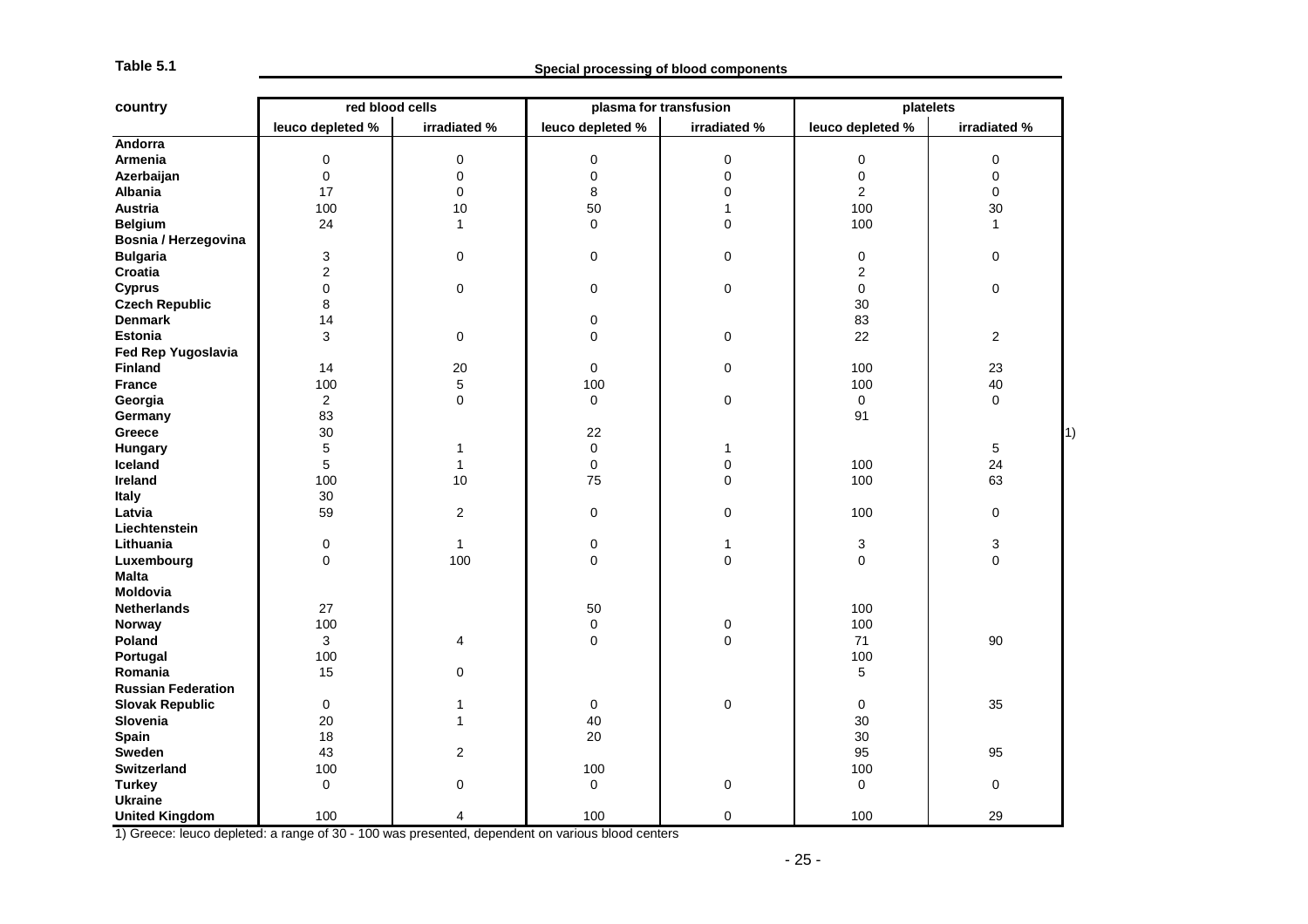**Table 5.1**

**Special processing of blood components**

| country | red blood cells | | plasma for transfusion | | platelets | |
|---|---|---|---|---|---|---|
| | leuco depleted % | irradiated % | leuco depleted % | irradiated % | leuco depleted % | irradiated % |
| **Andorra** | | | | | | |
| **Armenia** | 0 | 0 | 0 | 0 | 0 | 0 |
| **Azerbaijan** | 0 | 0 | 0 | 0 | 0 | 0 |
| **Albania** | 17 | 0 | 8 | 0 | 2 | 0 |
| **Austria** | 100 | 10 | 50 | 1 | 100 | 30 |
| **Belgium** | 24 | 1 | 0 | 0 | 100 | 1 |
| **Bosnia / Herzegovina** | | | | | | |
| **Bulgaria** | 3 | 0 | 0 | 0 | 0 | 0 |
| **Croatia** | 2 | | | | 2 | |
| **Cyprus** | 0 | 0 | 0 | 0 | 0 | 0 |
| **Czech Republic** | 8 | | | | 30 | |
| **Denmark** | 14 | | 0 | | 83 | |
| **Estonia** | 3 | 0 | 0 | 0 | 22 | 2 |
| **Fed Rep Yugoslavia** | | | | | | |
| **Finland** | 14 | 20 | 0 | 0 | 100 | 23 |
| **France** | 100 | 5 | 100 | | 100 | 40 |
| **Georgia** | 2 | 0 | 0 | 0 | 0 | 0 |
| **Germany** | 83 | | | | 91 | |
| **Greece** | 30 | | 22 | | | 1) |
| **Hungary** | 5 | 1 | 0 | 1 | | 5 |
| **Iceland** | 5 | 1 | 0 | 0 | 100 | 24 |
| **Ireland** | 100 | 10 | 75 | 0 | 100 | 63 |
| **Italy** | 30 | | | | | |
| **Latvia** | 59 | 2 | 0 | 0 | 100 | 0 |
| **Liechtenstein** | | | | | | |
| **Lithuania** | 0 | 1 | 0 | 1 | 3 | 3 |
| **Luxembourg** | 0 | 100 | 0 | 0 | 0 | 0 |
| **Malta** | | | | | | |
| **Moldovia** | | | | | | |
| **Netherlands** | 27 | | 50 | | 100 | |
| **Norway** | 100 | | 0 | 0 | 100 | |
| **Poland** | 3 | 4 | 0 | 0 | 71 | 90 |
| **Portugal** | 100 | | | | 100 | |
| **Romania** | 15 | 0 | | | 5 | |
| **Russian Federation** | | | | | | |
| **Slovak Republic** | 0 | 1 | 0 | 0 | 0 | 35 |
| **Slovenia** | 20 | 1 | 40 | | 30 | |
| **Spain** | 18 | | 20 | | 30 | |
| **Sweden** | 43 | 2 | | | 95 | 95 |
| **Switzerland** | 100 | | 100 | | 100 | |
| **Turkey** | 0 | 0 | 0 | 0 | 0 | 0 |
| **Ukraine** | | | | | | |
| **United Kingdom** | 100 | 4 | 100 | 0 | 100 | 29 |

1) Greece: leuco depleted: a range of 30 - 100 was presented, dependent on various blood centers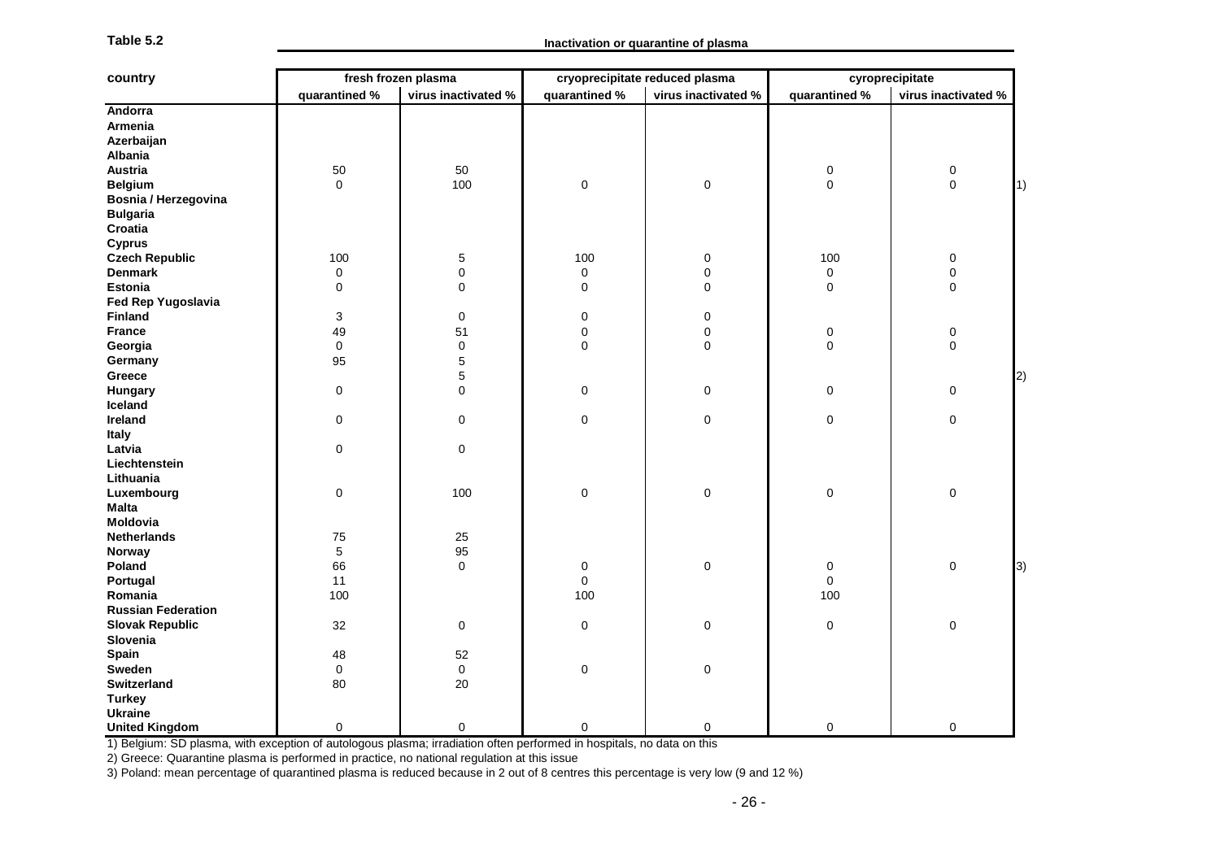**Table 5.2**

**Inactivation or quarantine of plasma**

| country | fresh frozen plasma | | cryoprecipitate reduced plasma | | cyroprecipitate | | |
|---|---|---|---|---|---|---|---|
| | quarantined % | virus inactivated % | quarantined % | virus inactivated % | quarantined % | virus inactivated % | |
| **Andorra** | | | | | | | |
| **Armenia** | | | | | | | |
| **Azerbaijan** | | | | | | | |
| **Albania** | | | | | | | |
| **Austria** | 50 | 50 | | | 0 | 0 | |
| **Belgium** | 0 | 100 | 0 | 0 | 0 | 0 | 1) |
| **Bosnia / Herzegovina** | | | | | | | |
| **Bulgaria** | | | | | | | |
| **Croatia** | | | | | | | |
| **Cyprus** | | | | | | | |
| **Czech Republic** | 100 | 5 | 100 | 0 | 100 | 0 | |
| **Denmark** | 0 | 0 | 0 | 0 | 0 | 0 | |
| **Estonia** | 0 | 0 | 0 | 0 | 0 | 0 | |
| **Fed Rep Yugoslavia** | | | | | | | |
| **Finland** | 3 | 0 | 0 | 0 | | | |
| **France** | 49 | 51 | 0 | 0 | 0 | 0 | |
| **Georgia** | 0 | 0 | 0 | 0 | 0 | 0 | |
| **Germany** | 95 | 5 | | | | | |
| **Greece** | | 5 | | | | | 2) |
| **Hungary** | 0 | 0 | 0 | 0 | 0 | 0 | |
| **Iceland** | | | | | | | |
| **Ireland** | 0 | 0 | 0 | 0 | 0 | 0 | |
| **Italy** | | | | | | | |
| **Latvia** | 0 | 0 | | | | | |
| **Liechtenstein** | | | | | | | |
| **Lithuania** | | | | | | | |
| **Luxembourg** | 0 | 100 | 0 | 0 | 0 | 0 | |
| **Malta** | | | | | | | |
| **Moldovia** | | | | | | | |
| **Netherlands** | 75 | 25 | | | | | |
| **Norway** | 5 | 95 | | | | | |
| **Poland** | 66 | 0 | 0 | 0 | 0 | 0 | 3) |
| **Portugal** | 11 | | 0 | | 0 | | |
| **Romania** | 100 | | 100 | | 100 | | |
| **Russian Federation** | | | | | | | |
| **Slovak Republic** | 32 | 0 | 0 | 0 | 0 | 0 | |
| **Slovenia** | | | | | | | |
| **Spain** | 48 | 52 | | | | | |
| **Sweden** | 0 | 0 | 0 | 0 | | | |
| **Switzerland** | 80 | 20 | | | | | |
| **Turkey** | | | | | | | |
| **Ukraine** | | | | | | | |
| **United Kingdom** | 0 | 0 | 0 | 0 | 0 | 0 | |

1) Belgium: SD plasma, with exception of autologous plasma; irradiation often performed in hospitals, no data on this

2) Greece: Quarantine plasma is performed in practice, no national regulation at this issue

3) Poland: mean percentage of quarantined plasma is reduced because in 2 out of 8 centres this percentage is very low (9 and 12 %)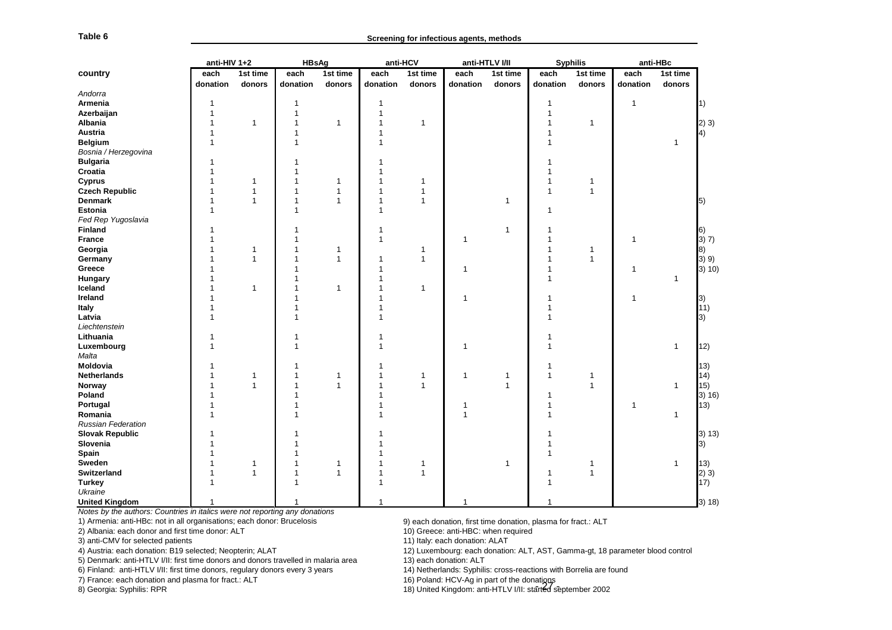**Table 6**

**Screening for infectious agents, methods**

| country | anti-HIV 1+2 | | HBsAg | | anti-HCV | | anti-HTLV I/II | | Syphilis | | anti-HBc | | |
|---|---|---|---|---|---|---|---|---|---|---|---|---|---|
| | each donation | 1st time donors | each donation | 1st time donors | each donation | 1st time donors | each donation | 1st time donors | each donation | 1st time donors | each donation | 1st time donors | |
| *Andorra* | | | | | | | | | | | | | |
| **Armenia** | 1 | | 1 | | 1 | | | | 1 | | 1 | | 1) |
| **Azerbaijan** | 1 | | 1 | | 1 | | | | 1 | | | | |
| **Albania** | 1 | 1 | 1 | 1 | 1 | 1 | | | 1 | 1 | | | 2) 3) |
| **Austria** | 1 | | 1 | | 1 | | | | 1 | | | | 4) |
| **Belgium** | 1 | | 1 | | 1 | | | | 1 | | | 1 | |
| *Bosnia / Herzegovina* | | | | | | | | | | | | | |
| **Bulgaria** | 1 | | 1 | | 1 | | | | 1 | | | | |
| **Croatia** | 1 | | 1 | | 1 | | | | 1 | | | | |
| **Cyprus** | 1 | 1 | 1 | 1 | 1 | 1 | | | 1 | 1 | | | |
| **Czech Republic** | 1 | 1 | 1 | 1 | 1 | 1 | | | 1 | 1 | | | |
| **Denmark** | 1 | 1 | 1 | 1 | 1 | 1 | | 1 | | | | | 5) |
| **Estonia** | 1 | | 1 | | 1 | | | | 1 | | | | |
| *Fed Rep Yugoslavia* | | | | | | | | | | | | | |
| **Finland** | 1 | | 1 | | 1 | | | 1 | 1 | | | | 6) |
| **France** | 1 | | 1 | | 1 | | 1 | | 1 | | 1 | | 3) 7) |
| **Georgia** | 1 | 1 | 1 | 1 | | 1 | | | 1 | 1 | | | 8) |
| **Germany** | 1 | 1 | 1 | 1 | 1 | 1 | | | 1 | 1 | | | 3) 9) |
| **Greece** | 1 | | 1 | | 1 | | 1 | | 1 | | 1 | | 3) 10) |
| **Hungary** | 1 | | 1 | | 1 | | | | 1 | | | 1 | |
| **Iceland** | 1 | 1 | 1 | 1 | 1 | 1 | | | | | | | |
| **Ireland** | 1 | | 1 | | 1 | | 1 | | 1 | | 1 | | 3) |
| **Italy** | 1 | | 1 | | 1 | | | | 1 | | | | 11) |
| **Latvia** | 1 | | 1 | | 1 | | | | 1 | | | | 3) |
| *Liechtenstein* | | | | | | | | | | | | | |
| **Lithuania** | 1 | | 1 | | 1 | | | | 1 | | | | |
| **Luxembourg** | 1 | | 1 | | 1 | | 1 | | 1 | | | 1 | 12) |
| *Malta* | | | | | | | | | | | | | |
| **Moldova** | 1 | | 1 | | 1 | | | | 1 | | | | 13) |
| **Netherlands** | 1 | 1 | 1 | 1 | 1 | 1 | 1 | 1 | 1 | 1 | | | 14) |
| **Norway** | 1 | 1 | 1 | 1 | 1 | 1 | | 1 | | 1 | | 1 | 15) |
| **Poland** | 1 | | 1 | | 1 | | | | 1 | | | | 3) 16) |
| **Portugal** | 1 | | 1 | | 1 | | 1 | | 1 | | 1 | | 13) |
| **Romania** | 1 | | 1 | | 1 | | 1 | | 1 | | | 1 | |
| *Russian Federation* | | | | | | | | | | | | | |
| **Slovak Republic** | 1 | | 1 | | 1 | | | | 1 | | | | 3) 13) |
| **Slovenia** | 1 | | 1 | | 1 | | | | 1 | | | | 3) |
| **Spain** | 1 | | 1 | | 1 | | | | 1 | | | | |
| **Sweden** | 1 | 1 | 1 | 1 | 1 | 1 | | 1 | | 1 | | 1 | 13) |
| **Switzerland** | 1 | 1 | 1 | 1 | 1 | 1 | | | 1 | 1 | | | 2) 3) |
| **Turkey** | 1 | | 1 | | 1 | | | | 1 | | | | 17) |
| *Ukraine* | | | | | | | | | | | | | |
| **United Kingdom** | 1 | | 1 | | 1 | | 1 | | 1 | | | | 3) 18) |

*Notes by the authors: Countries in italics were not reporting any donations*

1) Armenia: anti-HBc: not in all organisations; each donor: Brucelosis
2) Albania: each donor and first time donor: ALT
3) anti-CMV for selected patients
4) Austria: each donation: B19 selected; Neopterin; ALAT
5) Denmark: anti-HTLV I/II: first time donors and donors travelled in malaria area
6) Finland: anti-HTLV I/II: first time donors, regulary donors every 3 years
7) France: each donation and plasma for fract.: ALT
8) Georgia: Syphilis: RPR
9) each donation, first time donation, plasma for fract.: ALT
10) Greece: anti-HBC: when required
11) Italy: each donation: ALAT
12) Luxembourg: each donation: ALT, AST, Gamma-gt, 18 parameter blood control
13) each donation: ALT
14) Netherlands: Syphilis: cross-reactions with Borrelia are found
16) Poland: HCV-Ag in part of the donations
18) United Kingdom: anti-HTLV I/II: started september 2002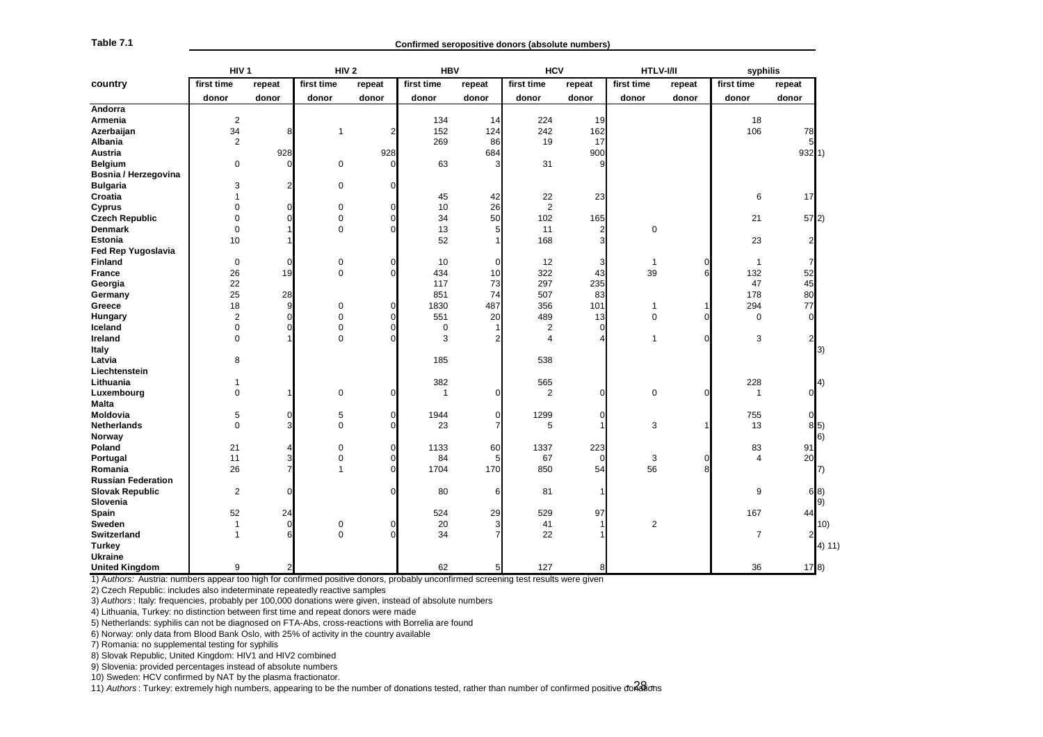**Table 7.1**

**Confirmed seropositive donors (absolute numbers)**

| country | HIV 1 | | HIV 2 | | HBV | | HCV | | HTLV-I/II | | syphilis | | |
|---|---|---|---|---|---|---|---|---|---|---|---|---|---|
| | first time donor | repeat donor | first time donor | repeat donor | first time donor | repeat donor | first time donor | repeat donor | first time donor | repeat donor | first time donor | repeat donor | |
| **Andorra** | | | | | | | | | | | | | |
| **Armenia** | 2 | | | | 134 | 14 | 224 | 19 | | | 18 | | |
| **Azerbaijan** | 34 | 8 | 1 | 2 | 152 | 124 | 242 | 162 | | | 106 | 78 | |
| **Albania** | 2 | | | | 269 | 86 | 19 | 17 | | | | 5 | |
| **Austria** | | 928 | | 928 | | 684 | | 900 | | | | 932 | 1) |
| **Belgium** | 0 | 0 | 0 | 0 | 63 | 3 | 31 | 9 | | | | | |
| **Bosnia / Herzegovina** | | | | | | | | | | | | | |
| **Bulgaria** | 3 | 2 | 0 | 0 | | | | | | | | | |
| **Croatia** | 1 | | | | 45 | 42 | 22 | 23 | | | 6 | 17 | |
| **Cyprus** | 0 | 0 | 0 | 0 | 10 | 26 | 2 | | | | | | |
| **Czech Republic** | 0 | 0 | 0 | 0 | 34 | 50 | 102 | 165 | | | 21 | 57 | 2) |
| **Denmark** | 0 | 1 | 0 | 0 | 13 | 5 | 11 | 2 | 0 | | | | |
| **Estonia** | 10 | 1 | | | 52 | 1 | 168 | 3 | | | 23 | 2 | |
| **Fed Rep Yugoslavia** | | | | | | | | | | | | | |
| **Finland** | 0 | 0 | 0 | 0 | 10 | 0 | 12 | 3 | 1 | 0 | 1 | 7 | |
| **France** | 26 | 19 | 0 | 0 | 434 | 10 | 322 | 43 | 39 | 6 | 132 | 52 | |
| **Georgia** | 22 | | | | 117 | 73 | 297 | 235 | | | 47 | 45 | |
| **Germany** | 25 | 28 | | | 851 | 74 | 507 | 83 | | | 178 | 80 | |
| **Greece** | 18 | 9 | 0 | 0 | 1830 | 487 | 356 | 101 | 1 | 1 | 294 | 77 | |
| **Hungary** | 2 | 0 | 0 | 0 | 551 | 20 | 489 | 13 | 0 | 0 | 0 | 0 | |
| **Iceland** | 0 | 0 | 0 | 0 | 0 | 1 | 2 | 0 | | | | | |
| **Ireland** | 0 | 1 | 0 | 0 | 3 | 2 | 4 | 4 | 1 | 0 | 3 | 2 | |
| **Italy** | | | | | | | | | | | | | 3) |
| **Latvia** | 8 | | | | 185 | | 538 | | | | | | |
| **Liechtenstein** | | | | | | | | | | | | | |
| **Lithuania** | 1 | | | | 382 | | 565 | | | | 228 | | 4) |
| **Luxembourg** | 0 | 1 | 0 | 0 | 1 | 0 | 2 | 0 | 0 | 0 | 1 | 0 | |
| **Malta** | | | | | | | | | | | | | |
| **Moldovia** | 5 | 0 | 5 | 0 | 1944 | 0 | 1299 | 0 | | | 755 | 0 | |
| **Netherlands** | 0 | 3 | 0 | 0 | 23 | 7 | 5 | 1 | 3 | 1 | 13 | 8 | 5) |
| **Norway** | | | | | | | | | | | | | 6) |
| **Poland** | 21 | 4 | 0 | 0 | 1133 | 60 | 1337 | 223 | | | 83 | 91 | |
| **Portugal** | 11 | 3 | 0 | 0 | 84 | 5 | 67 | 0 | 3 | 0 | 4 | 20 | |
| **Romania** | 26 | 7 | 1 | 0 | 1704 | 170 | 850 | 54 | 56 | 8 | | | 7) |
| **Russian Federation** | | | | | | | | | | | | | |
| **Slovak Republic** | 2 | 0 | | 0 | 80 | 6 | 81 | 1 | | | 9 | 6 | 8) |
| **Slovenia** | | | | | | | | | | | | | 9) |
| **Spain** | 52 | 24 | | | 524 | 29 | 529 | 97 | | | 167 | 44 | |
| **Sweden** | 1 | 0 | 0 | 0 | 20 | 3 | 41 | 1 | 2 | | | | 10) |
| **Switzerland** | 1 | 6 | 0 | 0 | 34 | 7 | 22 | 1 | | | 7 | 2 | |
| **Turkey** | | | | | | | | | | | | | 4) 11) |
| **Ukraine** | | | | | | | | | | | | | |
| **United Kingdom** | 9 | 2 | | | 62 | 5 | 127 | 8 | | | 36 | 17 | 8) |

1) *Authors:* Austria: numbers appear too high for confirmed positive donors, probably unconfirmed screening test results were given
2) Czech Republic: includes also indeterminate repeatedly reactive samples
3) *Authors*: Italy: frequencies, probably per 100,000 donations were given, instead of absolute numbers
4) Lithuania, Turkey: no distinction between first time and repeat donors were made
5) Netherlands: syphilis can not be diagnosed on FTA-Abs, cross-reactions with Borrelia are found
6) Norway: only data from Blood Bank Oslo, with 25% of activity in the country available
7) Romania: no supplemental testing for syphilis
8) Slovak Republic, United Kingdom: HIV1 and HIV2 combined
9) Slovenia: provided percentages instead of absolute numbers
10) Sweden: HCV confirmed by NAT by the plasma fractionator.
11) *Authors*: Turkey: extremely high numbers, appearing to be the number of donations tested, rather than number of confirmed positive donations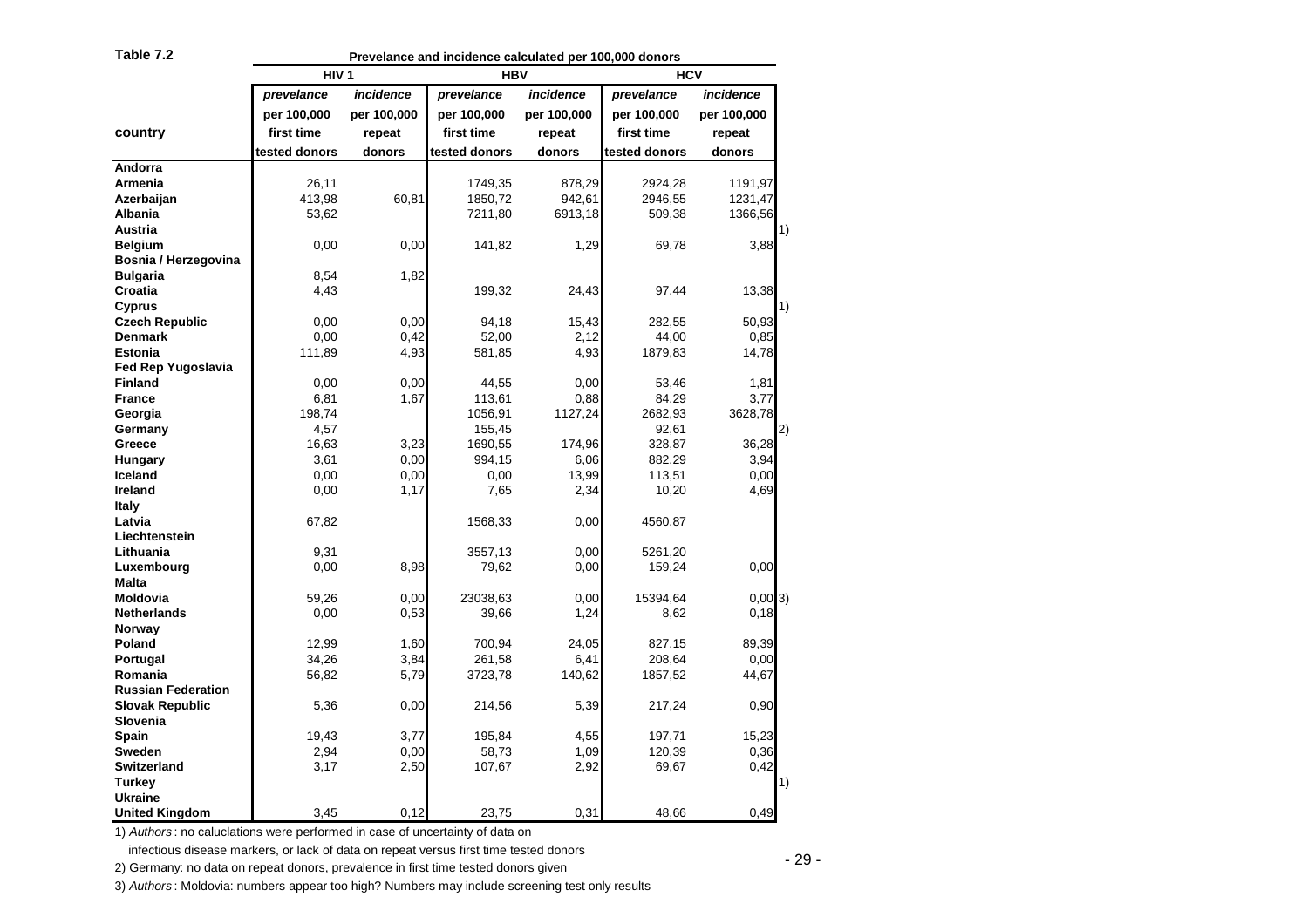**Table 7.2**

| | Prevelance and incidence calculated per 100,000 donors | | | | | | |
|---|---|---|---|---|---|---|---|
| | HIV 1 | | HBV | | HCV | | |
| country | *prevelance* per 100,000 first time tested donors | *incidence* per 100,000 repeat donors | *prevelance* per 100,000 first time tested donors | *incidence* per 100,000 repeat donors | *prevelance* per 100,000 first time tested donors | *incidence* per 100,000 repeat donors | |
| **Andorra** | | | | | | | |
| **Armenia** | 26,11 | | 1749,35 | 878,29 | 2924,28 | 1191,97 | |
| **Azerbaijan** | 413,98 | 60,81 | 1850,72 | 942,61 | 2946,55 | 1231,47 | |
| **Albania** | 53,62 | | 7211,80 | 6913,18 | 509,38 | 1366,56 | |
| **Austria** | | | | | | | 1) |
| **Belgium** | 0,00 | 0,00 | 141,82 | 1,29 | 69,78 | 3,88 | |
| **Bosnia / Herzegovina** | | | | | | | |
| **Bulgaria** | 8,54 | 1,82 | | | | | |
| **Croatia** | 4,43 | | 199,32 | 24,43 | 97,44 | 13,38 | |
| **Cyprus** | | | | | | | 1) |
| **Czech Republic** | 0,00 | 0,00 | 94,18 | 15,43 | 282,55 | 50,93 | |
| **Denmark** | 0,00 | 0,42 | 52,00 | 2,12 | 44,00 | 0,85 | |
| **Estonia** | 111,89 | 4,93 | 581,85 | 4,93 | 1879,83 | 14,78 | |
| **Fed Rep Yugoslavia** | | | | | | | |
| **Finland** | 0,00 | 0,00 | 44,55 | 0,00 | 53,46 | 1,81 | |
| **France** | 6,81 | 1,67 | 113,61 | 0,88 | 84,29 | 3,77 | |
| **Georgia** | 198,74 | | 1056,91 | 1127,24 | 2682,93 | 3628,78 | |
| **Germany** | 4,57 | | 155,45 | | 92,61 | | 2) |
| **Greece** | 16,63 | 3,23 | 1690,55 | 174,96 | 328,87 | 36,28 | |
| **Hungary** | 3,61 | 0,00 | 994,15 | 6,06 | 882,29 | 3,94 | |
| **Iceland** | 0,00 | 0,00 | 0,00 | 13,99 | 113,51 | 0,00 | |
| **Ireland** | 0,00 | 1,17 | 7,65 | 2,34 | 10,20 | 4,69 | |
| **Italy** | | | | | | | |
| **Latvia** | 67,82 | | 1568,33 | 0,00 | 4560,87 | | |
| **Liechtenstein** | | | | | | | |
| **Lithuania** | 9,31 | | 3557,13 | 0,00 | 5261,20 | | |
| **Luxembourg** | 0,00 | 8,98 | 79,62 | 0,00 | 159,24 | 0,00 | |
| **Malta** | | | | | | | |
| **Moldovia** | 59,26 | 0,00 | 23038,63 | 0,00 | 15394,64 | 0,00 | 3) |
| **Netherlands** | 0,00 | 0,53 | 39,66 | 1,24 | 8,62 | 0,18 | |
| **Norway** | | | | | | | |
| **Poland** | 12,99 | 1,60 | 700,94 | 24,05 | 827,15 | 89,39 | |
| **Portugal** | 34,26 | 3,84 | 261,58 | 6,41 | 208,64 | 0,00 | |
| **Romania** | 56,82 | 5,79 | 3723,78 | 140,62 | 1857,52 | 44,67 | |
| **Russian Federation** | | | | | | | |
| **Slovak Republic** | 5,36 | 0,00 | 214,56 | 5,39 | 217,24 | 0,90 | |
| **Slovenia** | | | | | | | |
| **Spain** | 19,43 | 3,77 | 195,84 | 4,55 | 197,71 | 15,23 | |
| **Sweden** | 2,94 | 0,00 | 58,73 | 1,09 | 120,39 | 0,36 | |
| **Switzerland** | 3,17 | 2,50 | 107,67 | 2,92 | 69,67 | 0,42 | |
| **Turkey** | | | | | | | 1) |
| **Ukraine** | | | | | | | |
| **United Kingdom** | 3,45 | 0,12 | 23,75 | 0,31 | 48,66 | 0,49 | |

1) *Authors*: no caluclations were performed in case of uncertainty of data on infectious disease markers, or lack of data on repeat versus first time tested donors

2) Germany: no data on repeat donors, prevalence in first time tested donors given

3) *Authors*: Moldovia: numbers appear too high? Numbers may include screening test only results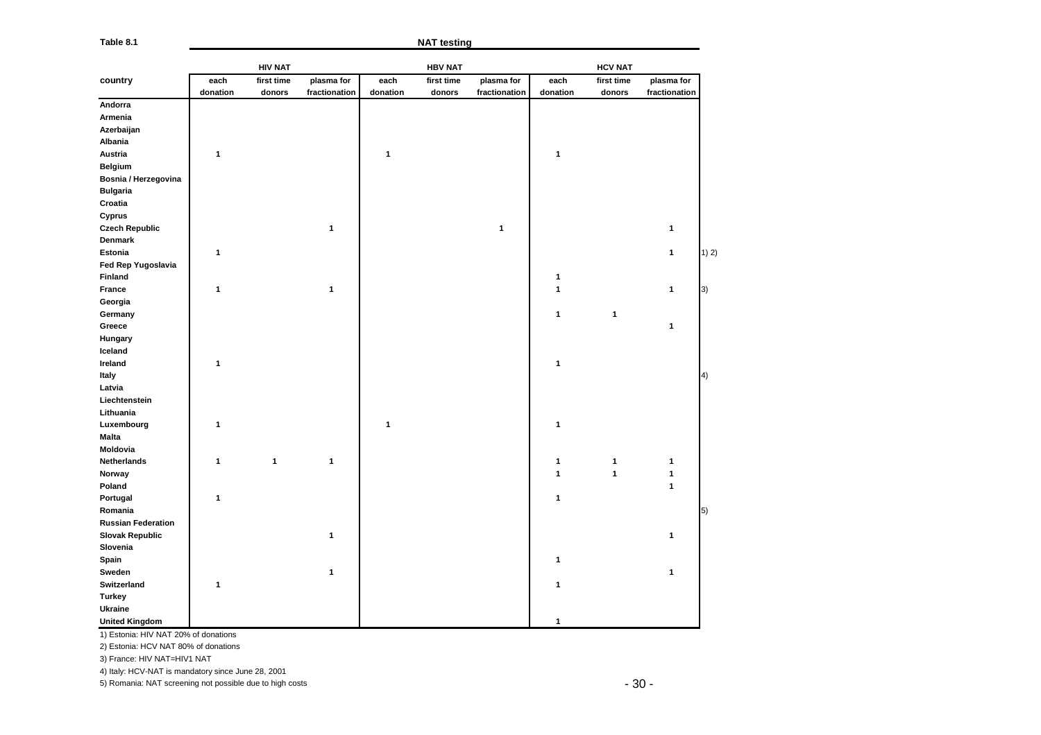**Table 8.1**

**NAT testing**

| country | HIV NAT | | | HBV NAT | | | HCV NAT | | | |
|---|---|---|---|---|---|---|---|---|---|---|
| | each donation | first time donors | plasma for fractionation | each donation | first time donors | plasma for fractionation | each donation | first time donors | plasma for fractionation | |
| Andorra | | | | | | | | | | |
| Armenia | | | | | | | | | | |
| Azerbaijan | | | | | | | | | | |
| Albania | | | | | | | | | | |
| Austria | 1 | | | 1 | | | 1 | | | |
| Belgium | | | | | | | | | | |
| Bosnia / Herzegovina | | | | | | | | | | |
| Bulgaria | | | | | | | | | | |
| Croatia | | | | | | | | | | |
| Cyprus | | | | | | | | | | |
| Czech Republic | | | 1 | | | 1 | | | 1 | |
| Denmark | | | | | | | | | | |
| Estonia | 1 | | | | | | | | 1 | 1) 2) |
| Fed Rep Yugoslavia | | | | | | | | | | |
| Finland | | | | | | | 1 | | | |
| France | 1 | | 1 | | | | 1 | | 1 | 3) |
| Georgia | | | | | | | | | | |
| Germany | | | | | | | 1 | 1 | | |
| Greece | | | | | | | | | 1 | |
| Hungary | | | | | | | | | | |
| Iceland | | | | | | | | | | |
| Ireland | 1 | | | | | | 1 | | | |
| Italy | | | | | | | | | | 4) |
| Latvia | | | | | | | | | | |
| Liechtenstein | | | | | | | | | | |
| Lithuania | | | | | | | | | | |
| Luxembourg | 1 | | | 1 | | | 1 | | | |
| Malta | | | | | | | | | | |
| Moldovia | | | | | | | | | | |
| Netherlands | 1 | 1 | 1 | | | | 1 | 1 | 1 | |
| Norway | | | | | | | 1 | 1 | 1 | |
| Poland | | | | | | | | | 1 | |
| Portugal | 1 | | | | | | 1 | | | |
| Romania | | | | | | | | | | 5) |
| Russian Federation | | | | | | | | | | |
| Slovak Republic | | | 1 | | | | | | 1 | |
| Slovenia | | | | | | | | | | |
| Spain | | | | | | | 1 | | | |
| Sweden | | | 1 | | | | | | 1 | |
| Switzerland | 1 | | | | | | 1 | | | |
| Turkey | | | | | | | | | | |
| Ukraine | | | | | | | | | | |
| United Kingdom | | | | | | | 1 | | | |

1) Estonia: HIV NAT 20% of donations

2) Estonia: HCV NAT 80% of donations

3) France: HIV NAT=HIV1 NAT

4) Italy: HCV-NAT is mandatory since June 28, 2001

5) Romania: NAT screening not possible due to high costs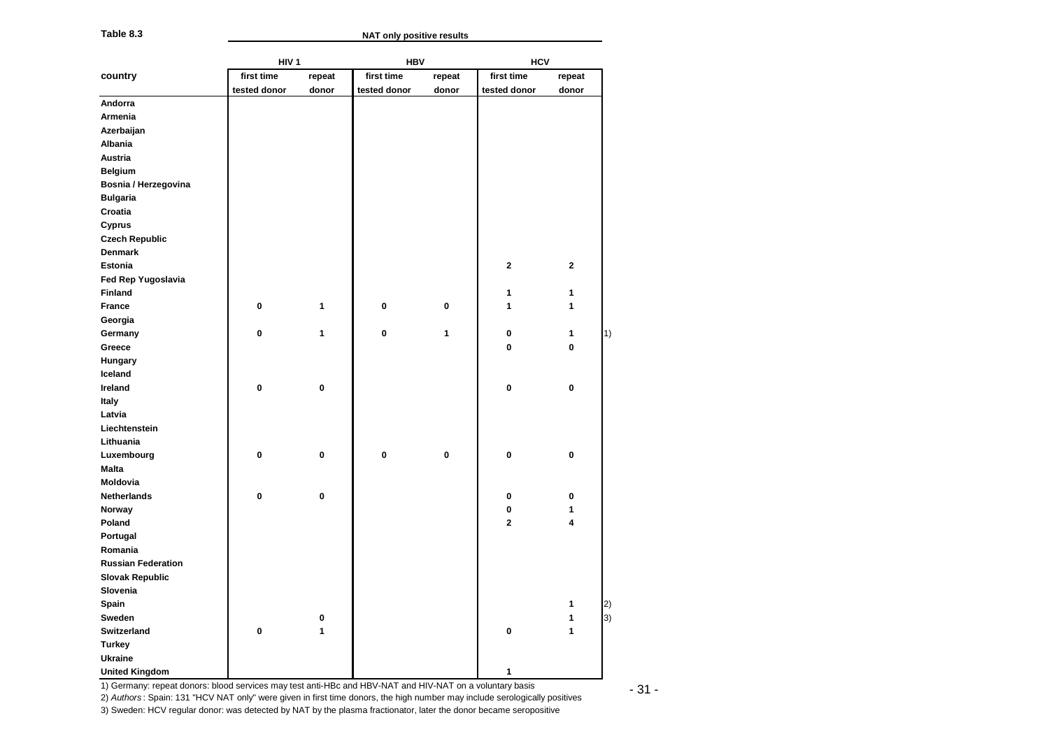**Table 8.3**

**NAT only positive results**

| country | HIV 1 | | HBV | | HCV | | |
|---|---|---|---|---|---|---|---|
| | first time tested donor | repeat donor | first time tested donor | repeat donor | first time tested donor | repeat donor | |
| Andorra | | | | | | | |
| Armenia | | | | | | | |
| Azerbaijan | | | | | | | |
| Albania | | | | | | | |
| Austria | | | | | | | |
| Belgium | | | | | | | |
| Bosnia / Herzegovina | | | | | | | |
| Bulgaria | | | | | | | |
| Croatia | | | | | | | |
| Cyprus | | | | | | | |
| Czech Republic | | | | | | | |
| Denmark | | | | | | | |
| Estonia | | | | | 2 | 2 | |
| Fed Rep Yugoslavia | | | | | | | |
| Finland | | | | | 1 | 1 | |
| France | 0 | 1 | 0 | 0 | 1 | 1 | |
| Georgia | | | | | | | |
| Germany | 0 | 1 | 0 | 1 | 0 | 1 | 1) |
| Greece | | | | | 0 | 0 | |
| Hungary | | | | | | | |
| Iceland | | | | | | | |
| Ireland | 0 | 0 | | | 0 | 0 | |
| Italy | | | | | | | |
| Latvia | | | | | | | |
| Liechtenstein | | | | | | | |
| Lithuania | | | | | | | |
| Luxembourg | 0 | 0 | 0 | 0 | 0 | 0 | |
| Malta | | | | | | | |
| Moldovia | | | | | | | |
| Netherlands | 0 | 0 | | | 0 | 0 | |
| Norway | | | | | 0 | 1 | |
| Poland | | | | | 2 | 4 | |
| Portugal | | | | | | | |
| Romania | | | | | | | |
| Russian Federation | | | | | | | |
| Slovak Republic | | | | | | | |
| Slovenia | | | | | | | |
| Spain | | | | | | 1 | 2) |
| Sweden | | 0 | | | | 1 | 3) |
| Switzerland | 0 | 1 | | | 0 | 1 | |
| Turkey | | | | | | | |
| Ukraine | | | | | | | |
| United Kingdom | | | | | 1 | | |

1) Germany: repeat donors: blood services may test anti-HBc and HBV-NAT and HIV-NAT on a voluntary basis

2) *Authors* : Spain: 131 "HCV NAT only" were given in first time donors, the high number may include serologically positives

3) Sweden: HCV regular donor: was detected by NAT by the plasma fractionator, later the donor became seropositive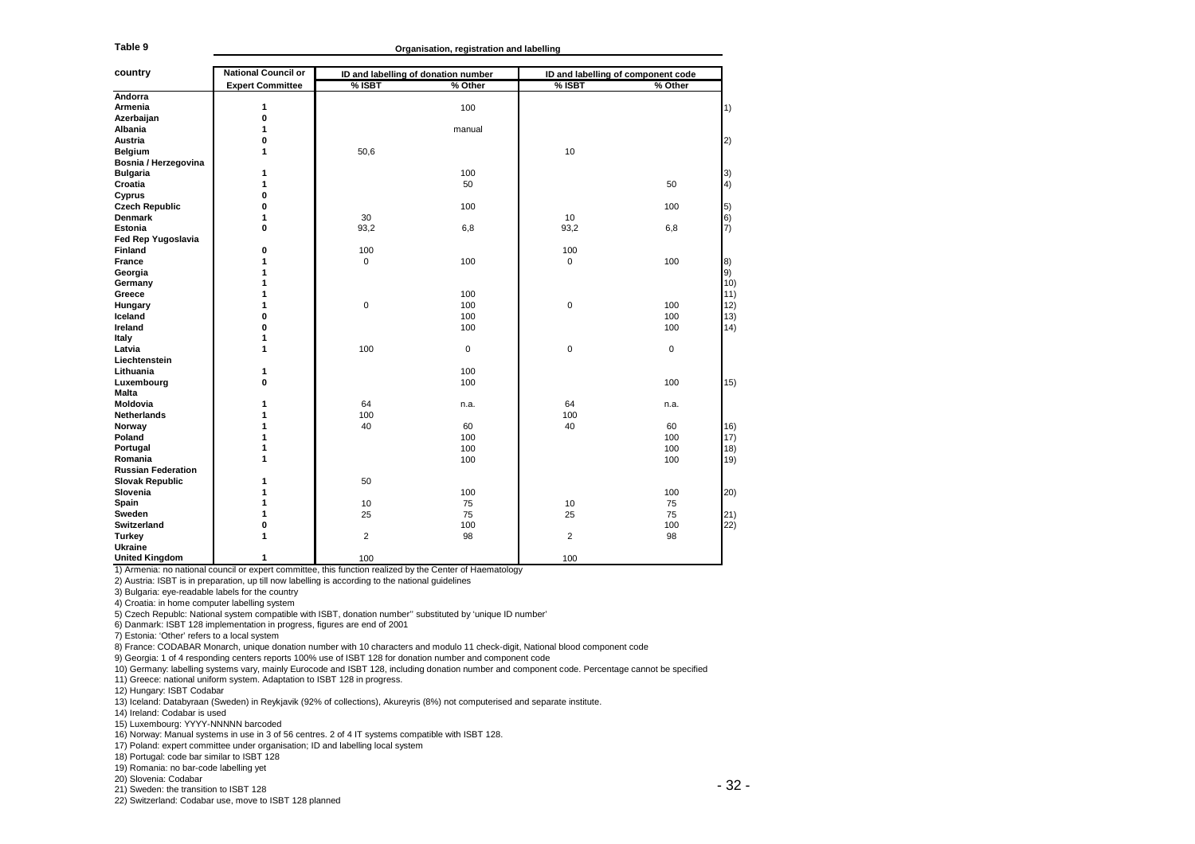**Table 9**

**Organisation, registration and labelling**

| country | National Council or Expert Committee | ID and labelling of donation number | | ID and labelling of component code | | |
|---|---|---|---|---|---|---|
| | | % ISBT | % Other | % ISBT | % Other | |
| **Andorra** | | | | | | |
| **Armenia** | 1 | | 100 | | | 1) |
| **Azerbaijan** | 0 | | | | | |
| **Albania** | 1 | | manual | | | |
| **Austria** | 0 | | | | | 2) |
| **Belgium** | 1 | 50,6 | | 10 | | |
| **Bosnia / Herzegovina** | | | | | | |
| **Bulgaria** | 1 | | 100 | | | 3) |
| **Croatia** | 1 | | 50 | | 50 | 4) |
| **Cyprus** | 0 | | | | | |
| **Czech Republic** | 0 | | 100 | | 100 | 5) |
| **Denmark** | 1 | 30 | | 10 | | 6) |
| **Estonia** | 0 | 93,2 | 6,8 | 93,2 | 6,8 | 7) |
| **Fed Rep Yugoslavia** | | | | | | |
| **Finland** | 0 | 100 | | 100 | | |
| **France** | 1 | 0 | 100 | 0 | 100 | 8) |
| **Georgia** | 1 | | | | | 9) |
| **Germany** | 1 | | | | | 10) |
| **Greece** | 1 | | 100 | | | 11) |
| **Hungary** | 1 | 0 | 100 | 0 | 100 | 12) |
| **Iceland** | 0 | | 100 | | 100 | 13) |
| **Ireland** | 0 | | 100 | | 100 | 14) |
| **Italy** | 1 | | | | | |
| **Latvia** | 1 | 100 | 0 | 0 | 0 | |
| **Liechtenstein** | | | | | | |
| **Lithuania** | 1 | | 100 | | | |
| **Luxembourg** | 0 | | 100 | | 100 | 15) |
| **Malta** | | | | | | |
| **Moldovia** | 1 | 64 | n.a. | 64 | n.a. | |
| **Netherlands** | 1 | 100 | | 100 | | |
| **Norway** | 1 | 40 | 60 | 40 | 60 | 16) |
| **Poland** | 1 | | 100 | | 100 | 17) |
| **Portugal** | 1 | | 100 | | 100 | 18) |
| **Romania** | 1 | | 100 | | 100 | 19) |
| **Russian Federation** | | | | | | |
| **Slovak Republic** | 1 | 50 | | | | |
| **Slovenia** | 1 | | 100 | | 100 | 20) |
| **Spain** | 1 | 10 | 75 | 10 | 75 | |
| **Sweden** | 1 | 25 | 75 | 25 | 75 | 21) |
| **Switzerland** | 0 | | 100 | | 100 | 22) |
| **Turkey** | 1 | 2 | 98 | 2 | 98 | |
| **Ukraine** | | | | | | |
| **United Kingdom** | 1 | 100 | | 100 | | |

1) Armenia: no national council or expert committee, this function realized by the Center of Haematology
2) Austria: ISBT is in preparation, up till now labelling is according to the national guidelines
3) Bulgaria: eye-readable labels for the country
4) Croatia: in home computer labelling system
5) Czech Republc: National system compatible with ISBT, donation number'' substituted by 'unique ID number'
6) Danmark: ISBT 128 implementation in progress, figures are end of 2001
7) Estonia: 'Other' refers to a local system
8) France: CODABAR Monarch, unique donation number with 10 characters and modulo 11 check-digit, National blood component code
9) Georgia: 1 of 4 responding centers reports 100% use of ISBT 128 for donation number and component code
10) Germany: labelling systems vary, mainly Eurocode and ISBT 128, including donation number and component code. Percentage cannot be specified
11) Greece: national uniform system. Adaptation to ISBT 128 in progress.
12) Hungary: ISBT Codabar
13) Iceland: Databyraan (Sweden) in Reykjavik (92% of collections), Akureyris (8%) not computerised and separate institute.
14) Ireland: Codabar is used
15) Luxembourg: YYYY-NNNNN barcoded
16) Norway: Manual systems in use in 3 of 56 centres. 2 of 4 IT systems compatible with ISBT 128.
17) Poland: expert committee under organisation; ID and labelling local system
18) Portugal: code bar similar to ISBT 128
19) Romania: no bar-code labelling yet
20) Slovenia: Codabar
21) Sweden: the transition to ISBT 128
22) Switzerland: Codabar use, move to ISBT 128 planned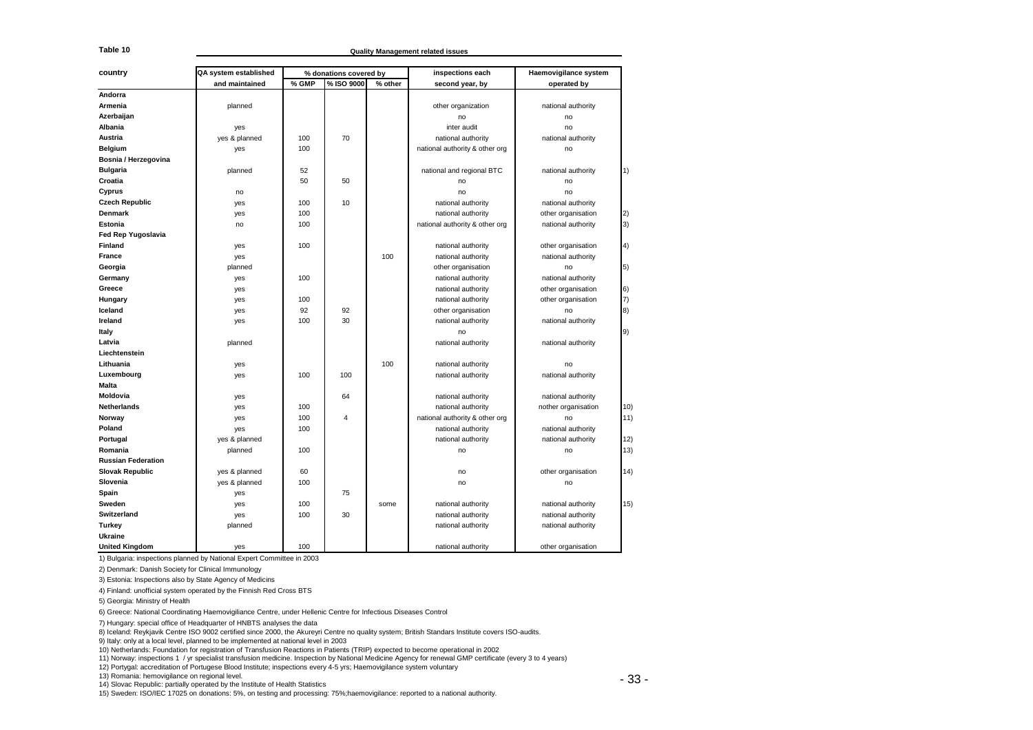**Table 10**

**Quality Management related issues**

| country | QA system established and maintained | % donations covered by | | | inspections each second year, by | Haemovigilance system operated by | |
|---|---|---|---|---|---|---|---|
| | | % GMP | % ISO 9000 | % other | | | |
| **Andorra** | | | | | | | |
| **Armenia** | planned | | | | other organization | national authority | |
| **Azerbaijan** | | | | | no | no | |
| **Albania** | yes | | | | inter audit | no | |
| **Austria** | yes & planned | 100 | 70 | | national authority | national authority | |
| **Belgium** | yes | 100 | | | national authority & other org | no | |
| **Bosnia / Herzegovina** | | | | | | | |
| **Bulgaria** | planned | 52 | | | national and regional BTC | national authority | 1) |
| **Croatia** | | 50 | 50 | | no | no | |
| **Cyprus** | no | | | | no | no | |
| **Czech Republic** | yes | 100 | 10 | | national authority | national authority | |
| **Denmark** | yes | 100 | | | national authority | other organisation | 2) |
| **Estonia** | no | 100 | | | national authority & other org | national authority | 3) |
| **Fed Rep Yugoslavia** | | | | | | | |
| **Finland** | yes | 100 | | | national authority | other organisation | 4) |
| **France** | yes | | | 100 | national authority | national authority | |
| **Georgia** | planned | | | | other organisation | no | 5) |
| **Germany** | yes | 100 | | | national authority | national authority | |
| **Greece** | yes | | | | national authority | other organisation | 6) |
| **Hungary** | yes | 100 | | | national authority | other organisation | 7) |
| **Iceland** | yes | 92 | 92 | | other organisation | no | 8) |
| **Ireland** | yes | 100 | 30 | | national authority | national authority | |
| **Italy** | | | | | no | | 9) |
| **Latvia** | planned | | | | national authority | national authority | |
| **Liechtenstein** | | | | | | | |
| **Lithuania** | yes | | | 100 | national authority | no | |
| **Luxembourg** | yes | 100 | 100 | | national authority | national authority | |
| **Malta** | | | | | | | |
| **Moldovia** | yes | | 64 | | national authority | national authority | |
| **Netherlands** | yes | 100 | | | national authority | nother organisation | 10) |
| **Norway** | yes | 100 | 4 | | national authority & other org | no | 11) |
| **Poland** | yes | 100 | | | national authority | national authority | |
| **Portugal** | yes & planned | | | | national authority | national authority | 12) |
| **Romania** | planned | 100 | | | no | no | 13) |
| **Russian Federation** | | | | | | | |
| **Slovak Republic** | yes & planned | 60 | | | no | other organisation | 14) |
| **Slovenia** | yes & planned | 100 | | | no | no | |
| **Spain** | yes | | 75 | | | | |
| **Sweden** | yes | 100 | | some | national authority | national authority | 15) |
| **Switzerland** | yes | 100 | 30 | | national authority | national authority | |
| **Turkey** | planned | | | | national authority | national authority | |
| **Ukraine** | | | | | | | |
| **United Kingdom** | yes | 100 | | | national authority | other organisation | |

1) Bulgaria: inspections planned by National Expert Committee in 2003

2) Denmark: Danish Society for Clinical Immunology

3) Estonia: Inspections also by State Agency of Medicins

4) Finland: unofficial system operated by the Finnish Red Cross BTS

5) Georgia: Ministry of Health

6) Greece: National Coordinating Haemovigiliance Centre, under Hellenic Centre for Infectious Diseases Control

7) Hungary: special office of Headquarter of HNBTS analyses the data

8) Iceland: Reykjavik Centre ISO 9002 certified since 2000, the Akureyri Centre no quality system; British Standars Institute covers ISO-audits.

9) Italy: only at a local level, planned to be implemented at national level in 2003

10) Netherlands: Foundation for registration of Transfusion Reactions in Patients (TRIP) expected to become operational in 2002

11) Norway: inspections 1 / yr specialist transfusion medicine. Inspection by National Medicine Agency for renewal GMP certificate (every 3 to 4 years)

12) Portygal: accreditation of Portugese Blood Institute; inspections every 4-5 yrs; Haemovigilance system voluntary

13) Romania: hemovigilance on regional level.

14) Slovac Republic: partially operated by the Institute of Health Statistics

15) Sweden: ISO/IEC 17025 on donations: 5%, on testing and processing: 75%;haemovigilance: reported to a national authority.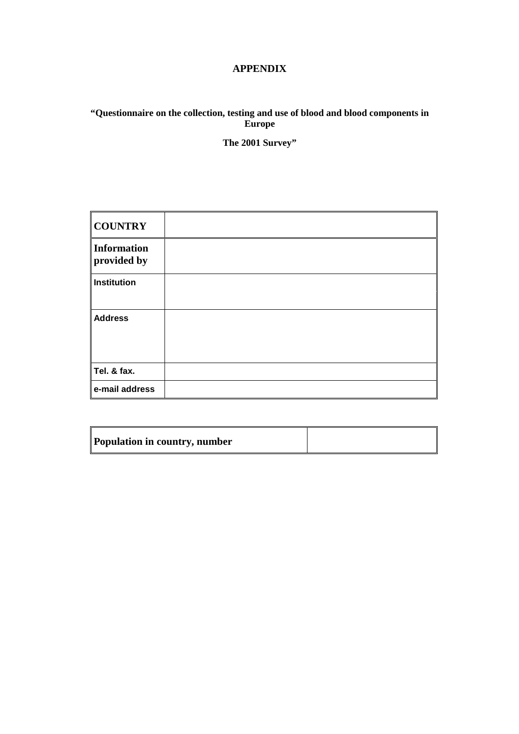# APPENDIX

**"Questionnaire on the collection, testing and use of blood and blood components in Europe**

**The 2001 Survey"**

| | |
|---|---|
| **COUNTRY** | |
| **Information provided by** | |
| **Institution** | |
| **Address** | |
| **Tel. & fax.** | |
| **e-mail address** | |

| | |
|---|---|
| **Population in country, number** | |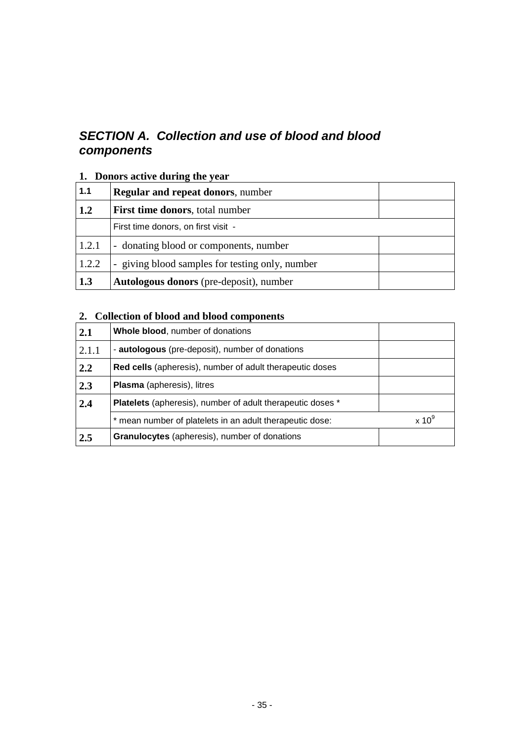## ***SECTION A. Collection and use of blood and blood components***

### 1. Donors active during the year

| 1.1 | **Regular and repeat donors**, number | |
|---|---|---|
| **1.2** | **First time donors**, total number | |
| | First time donors, on first visit - | |
| 1.2.1 | - donating blood or components, number | |
| 1.2.2 | - giving blood samples for testing only, number | |
| **1.3** | **Autologous donors** (pre-deposit), number | |

### 2. Collection of blood and blood components

| **2.1** | **Whole blood**, number of donations | |
|---|---|---|
| 2.1.1 | - **autologous** (pre-deposit), number of donations | |
| **2.2** | **Red cells** (apheresis), number of adult therapeutic doses | |
| **2.3** | **Plasma** (apheresis), litres | |
| **2.4** | **Platelets** (apheresis), number of adult therapeutic doses * | |
| | * mean number of platelets in an adult therapeutic dose: | $x\ 10^9$ |
| **2.5** | **Granulocytes** (apheresis), number of donations | |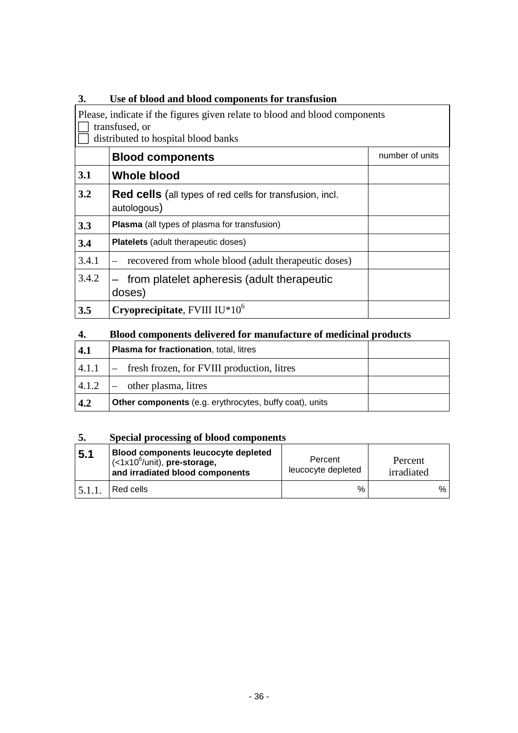## 3. Use of blood and blood components for transfusion

Please, indicate if the figures given relate to blood and blood components
☐ transfused, or
☐ distributed to hospital blood banks

| | Blood components | number of units |
|---|---|---|
| **3.1** | **Whole blood** | |
| **3.2** | **Red cells** (all types of red cells for transfusion, incl. autologous) | |
| **3.3** | **Plasma** (all types of plasma for transfusion) | |
| **3.4** | **Platelets** (adult therapeutic doses) | |
| 3.4.1 | – recovered from whole blood (adult therapeutic doses) | |
| 3.4.2 | – from platelet apheresis (adult therapeutic doses) | |
| **3.5** | **Cryoprecipitate**, FVIII IU*$10^6$ | |

## 4. Blood components delivered for manufacture of medicinal products

| | | |
|---|---|---|
| **4.1** | **Plasma for fractionation**, total, litres | |
| 4.1.1 | – fresh frozen, for FVIII production, litres | |
| 4.1.2 | – other plasma, litres | |
| **4.2** | **Other components** (e.g. erythrocytes, buffy coat), units | |

## 5. Special processing of blood components

| **5.1** | **Blood components leucocyte depleted** (<1x$10^6$/unit), **pre-storage, and irradiated blood components** | Percent leucocyte depleted | Percent irradiated |
|---|---|---|---|
| 5.1.1. | Red cells | % | % |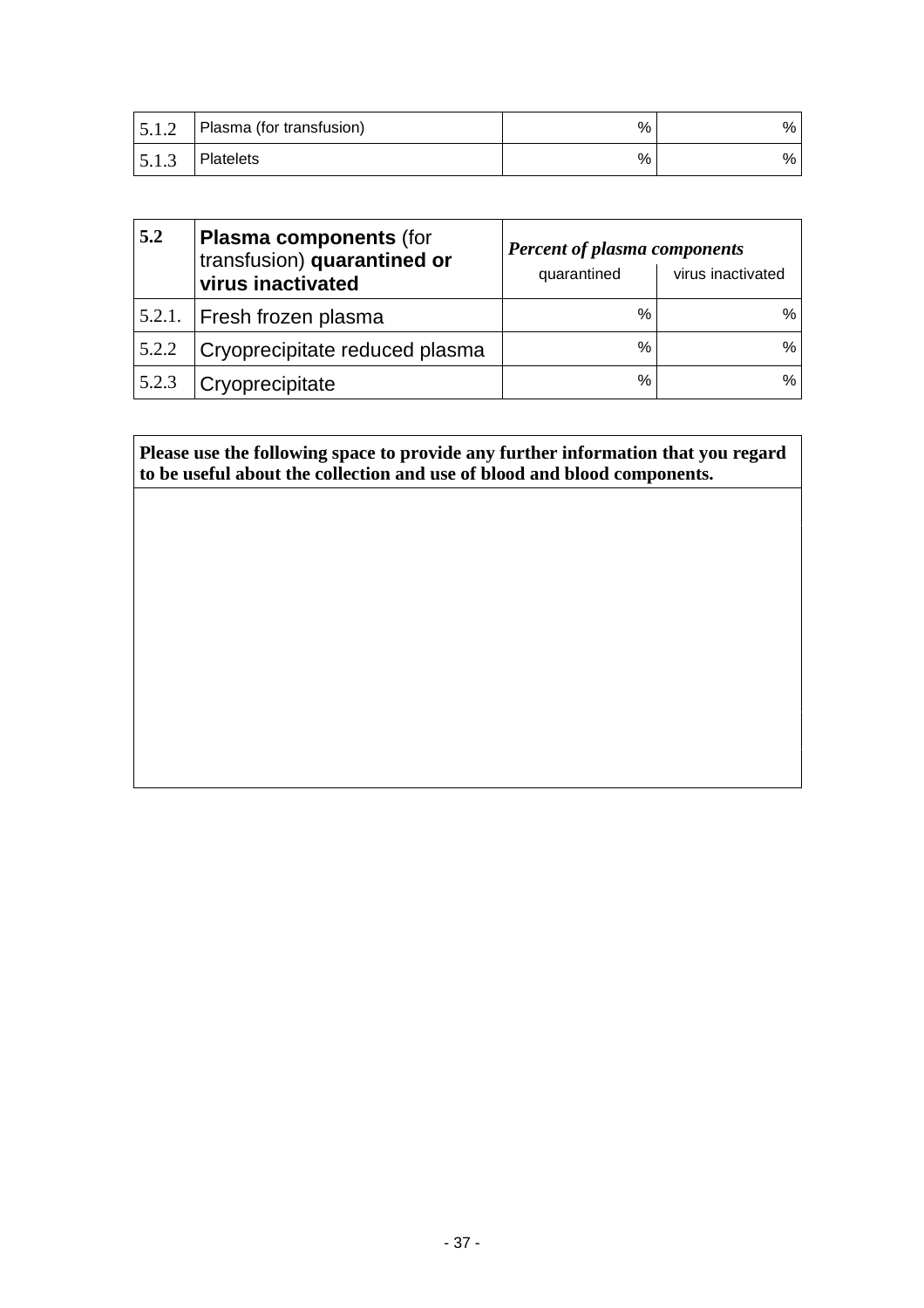| 5.1.2 | Plasma (for transfusion) | % | % |
|---|---|---|---|
| 5.1.3 | Platelets | % | % |

| **5.2** | **Plasma components** (for transfusion) **quarantined or virus inactivated** | ***Percent of plasma components*** | |
|---|---|---|---|
| | | quarantined | virus inactivated |
| 5.2.1. | Fresh frozen plasma | % | % |
| 5.2.2 | Cryoprecipitate reduced plasma | % | % |
| 5.2.3 | Cryoprecipitate | % | % |

| **Please use the following space to provide any further information that you regard to be useful about the collection and use of blood and blood components.** |
|---|
| |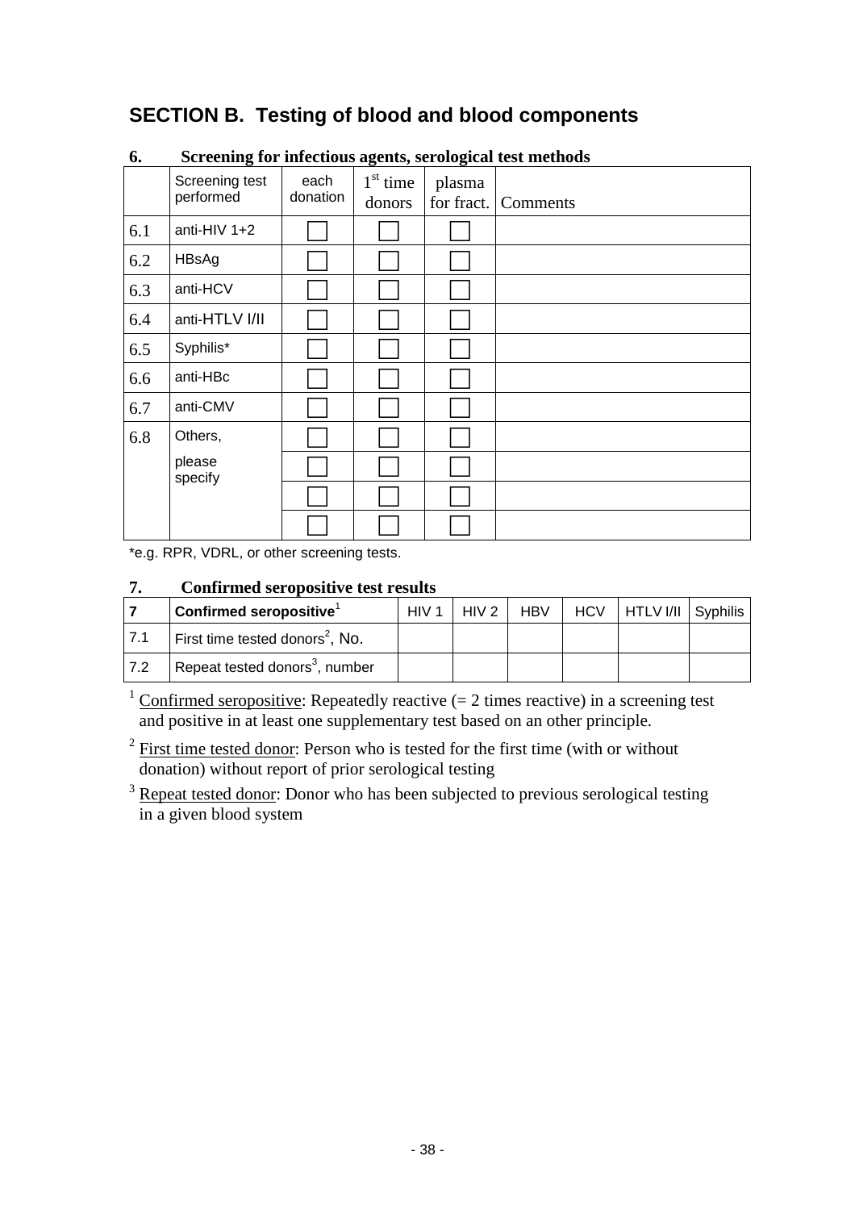# SECTION B. Testing of blood and blood components

### 6. Screening for infectious agents, serological test methods

| | Screening test performed | each donation | 1st time donors | plasma for fract. | Comments |
|---|---|---|---|---|---|
| 6.1 | anti-HIV 1+2 | ☐ | ☐ | ☐ | |
| 6.2 | HBsAg | ☐ | ☐ | ☐ | |
| 6.3 | anti-HCV | ☐ | ☐ | ☐ | |
| 6.4 | anti-HTLV I/II | ☐ | ☐ | ☐ | |
| 6.5 | Syphilis* | ☐ | ☐ | ☐ | |
| 6.6 | anti-HBc | ☐ | ☐ | ☐ | |
| 6.7 | anti-CMV | ☐ | ☐ | ☐ | |
| 6.8 | Others, please specify | ☐ | ☐ | ☐ | |
| | | ☐ | ☐ | ☐ | |
| | | ☐ | ☐ | ☐ | |
| | | ☐ | ☐ | ☐ | |

*e.g. RPR, VDRL, or other screening tests.

### 7. Confirmed seropositive test results

| 7 | Confirmed seropositive[1] | HIV 1 | HIV 2 | HBV | HCV | HTLV I/II | Syphilis |
|---|---|---|---|---|---|---|---|
| 7.1 | First time tested donors[2], No. | | | | | | |
| 7.2 | Repeat tested donors[3], number | | | | | | |

[1] Confirmed seropositive: Repeatedly reactive (= 2 times reactive) in a screening test and positive in at least one supplementary test based on an other principle.

[2] First time tested donor: Person who is tested for the first time (with or without donation) without report of prior serological testing

[3] Repeat tested donor: Donor who has been subjected to previous serological testing in a given blood system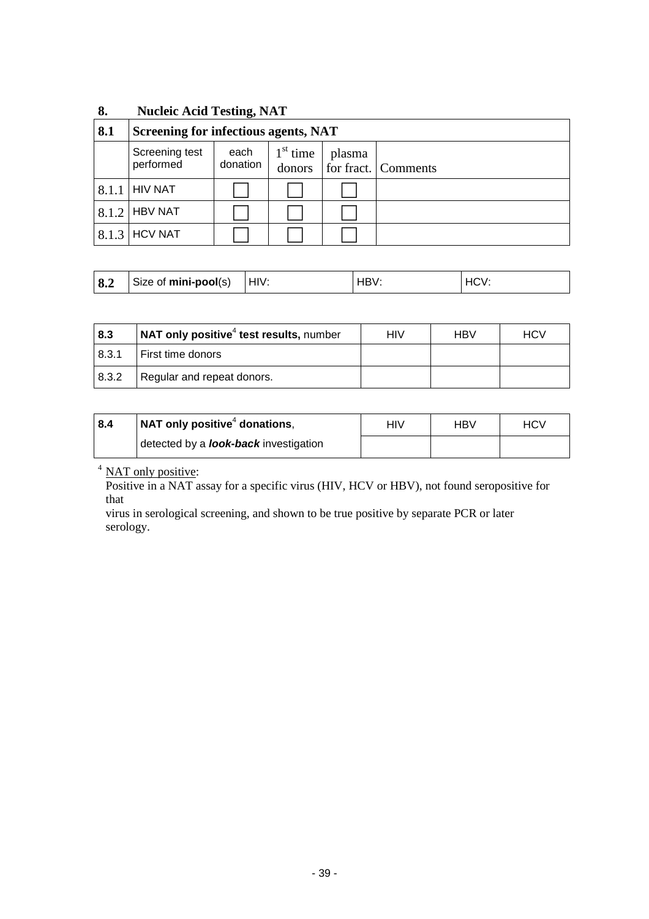## 8. Nucleic Acid Testing, NAT

| 8.1 | Screening for infectious agents, NAT | | | | |
|---|---|---|---|---|---|
| | Screening test performed | each donation | 1st time donors | plasma for fract. | Comments |
| 8.1.1 | HIV NAT | ☐ | ☐ | ☐ | |
| 8.1.2 | HBV NAT | ☐ | ☐ | ☐ | |
| 8.1.3 | HCV NAT | ☐ | ☐ | ☐ | |

| 8.2 | Size of **mini-pool**(s) | HIV: | HBV: | HCV: |
|---|---|---|---|---|

| 8.3 | **NAT only positive**[4] **test results,** number | HIV | HBV | HCV |
|---|---|---|---|---|
| 8.3.1 | First time donors | | | |
| 8.3.2 | Regular and repeat donors. | | | |

| 8.4 | **NAT only positive**[4] **donations**, detected by a ***look-back*** investigation | HIV | HBV | HCV |
|---|---|---|---|---|
| | | | | |

[4] NAT only positive:
Positive in a NAT assay for a specific virus (HIV, HCV or HBV), not found seropositive for that
virus in serological screening, and shown to be true positive by separate PCR or later serology.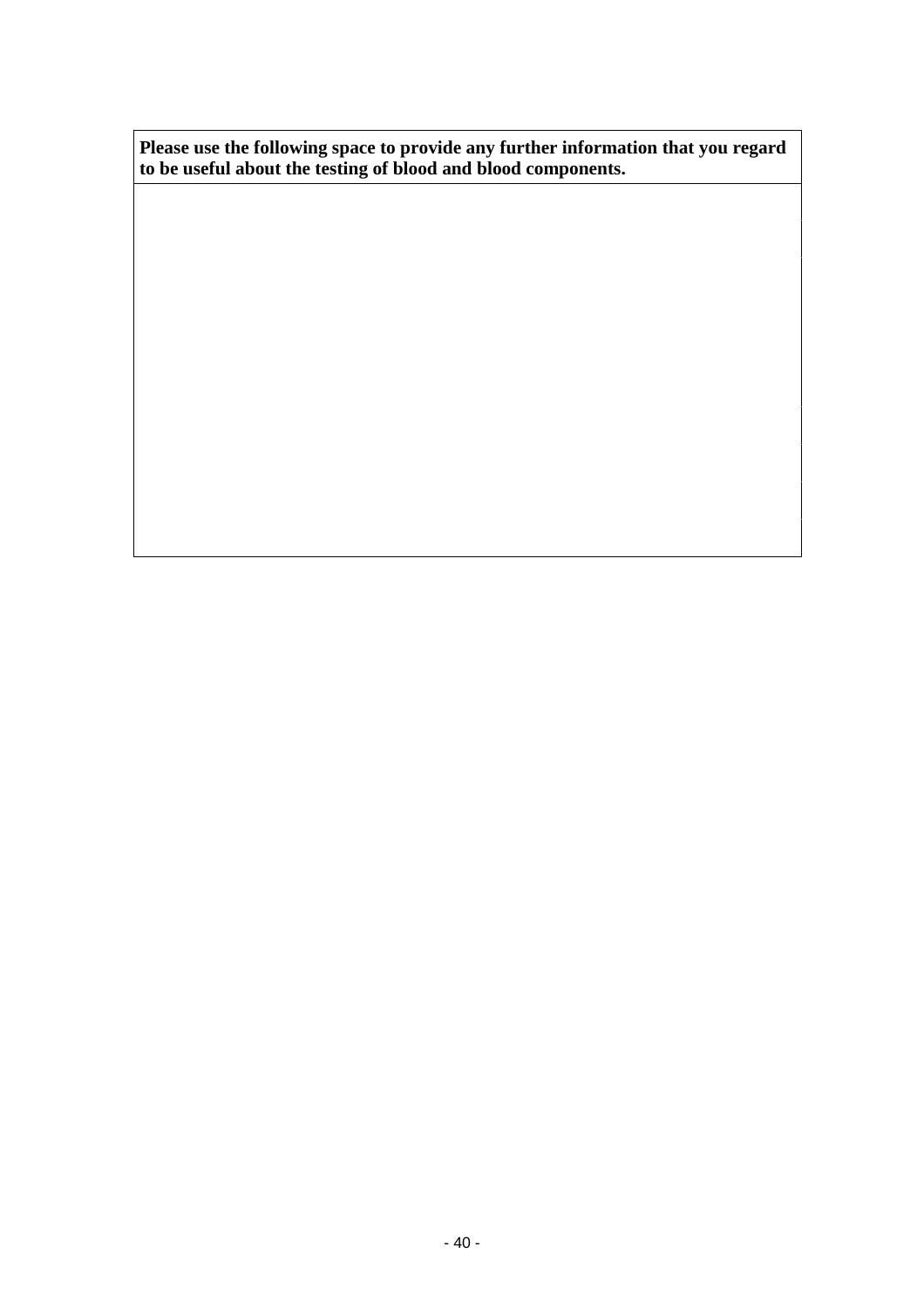| **Please use the following space to provide any further information that you regard to be useful about the testing of blood and blood components.** |
| --- |
| |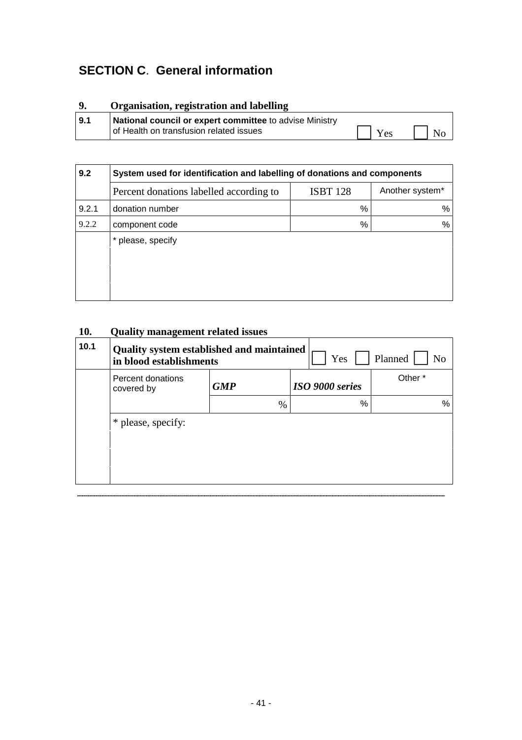## SECTION C. General information

### 9. Organisation, registration and labelling

| 9.1 | **National council or expert committee** to advise Ministry of Health on transfusion related issues | ☐ Yes ☐ No |
|---|---|---|

| 9.2 | **System used for identification and labelling of donations and components** | | |
|---|---|---|---|
| | Percent donations labelled according to | ISBT 128 | Another system* |
| 9.2.1 | donation number | % | % |
| 9.2.2 | component code | % | % |
| | * please, specify | | |

### 10. Quality management related issues

| 10.1 | **Quality system established and maintained in blood establishments** | | ☐ Yes ☐ Planned ☐ No |
|---|---|---|---|
| | Percent donations covered by | ***GMP*** | ***ISO 9000 series*** | Other * |
| | | % | % | % |
| | * please, specify: | | | |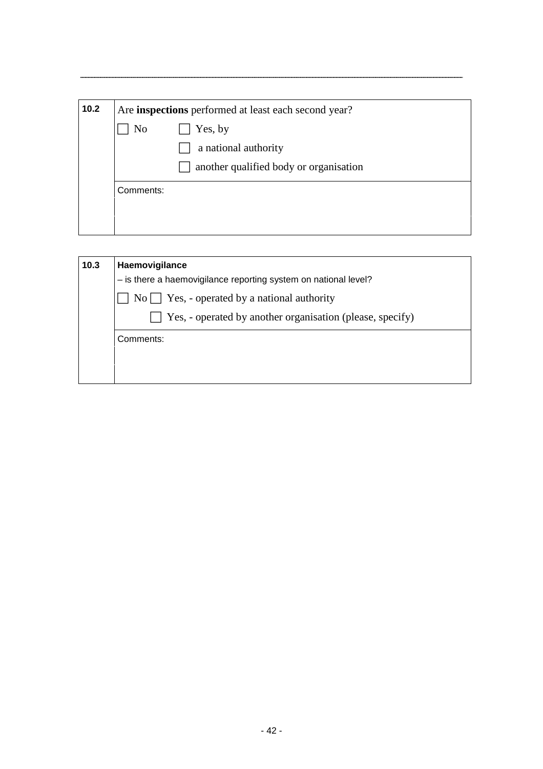| 10.2 | Are **inspections** performed at least each second year? |
|---|---|
| | ☐ No ☐ Yes, by |
| | ☐ a national authority |
| | ☐ another qualified body or organisation |
| | Comments: |

| 10.3 | **Haemovigilance** |
|---|---|
| | – is there a haemovigilance reporting system on national level? |
| | ☐ No ☐ Yes, - operated by a national authority |
| | ☐ Yes, - operated by another organisation (please, specify) |
| | Comments: |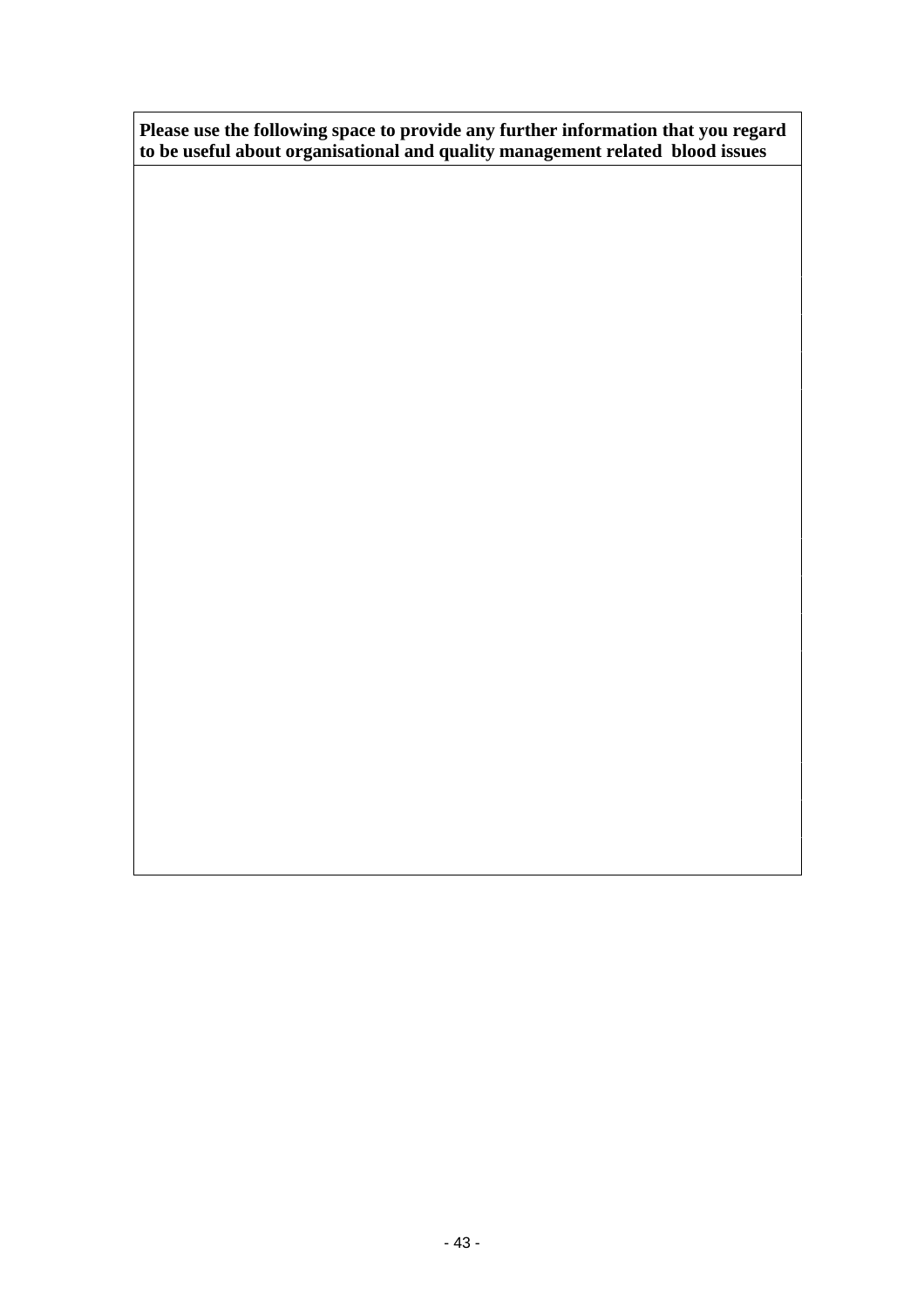| **Please use the following space to provide any further information that you regard to be useful about organisational and quality management related blood issues** |
|---|
| |